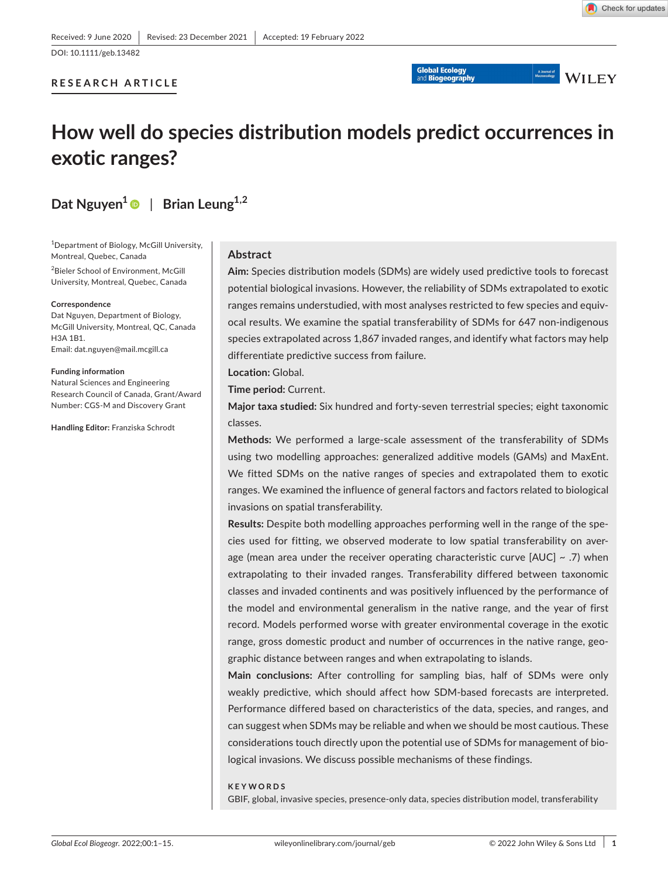Received: 9 June 2020 | Revised: 23 December 2021 | Accepted: 19 February 2022

DOI: 10.1111/geb.13482

RESEARCH ARTICLE

# How well do species distribution models predict occurrences in exotic ranges?

**Dat Nguyen**[1] | **Brian Leung**[1,2]

[1]Department of Biology, McGill University, Montreal, Quebec, Canada

[2]Bieler School of Environment, McGill University, Montreal, Quebec, Canada

**Correspondence**
Dat Nguyen, Department of Biology, McGill University, Montreal, QC, Canada H3A 1B1.
Email: dat.nguyen@mail.mcgill.ca

**Funding information**
Natural Sciences and Engineering Research Council of Canada, Grant/Award Number: CGS-M and Discovery Grant

**Handling Editor:** Franziska Schrodt

## Abstract

**Aim:** Species distribution models (SDMs) are widely used predictive tools to forecast potential biological invasions. However, the reliability of SDMs extrapolated to exotic ranges remains understudied, with most analyses restricted to few species and equivocal results. We examine the spatial transferability of SDMs for 647 non-indigenous species extrapolated across 1,867 invaded ranges, and identify what factors may help differentiate predictive success from failure.

**Location:** Global.

**Time period:** Current.

**Major taxa studied:** Six hundred and forty-seven terrestrial species; eight taxonomic classes.

**Methods:** We performed a large-scale assessment of the transferability of SDMs using two modelling approaches: generalized additive models (GAMs) and MaxEnt. We fitted SDMs on the native ranges of species and extrapolated them to exotic ranges. We examined the influence of general factors and factors related to biological invasions on spatial transferability.

**Results:** Despite both modelling approaches performing well in the range of the species used for fitting, we observed moderate to low spatial transferability on average (mean area under the receiver operating characteristic curve [AUC] ~ .7) when extrapolating to their invaded ranges. Transferability differed between taxonomic classes and invaded continents and was positively influenced by the performance of the model and environmental generalism in the native range, and the year of first record. Models performed worse with greater environmental coverage in the exotic range, gross domestic product and number of occurrences in the native range, geographic distance between ranges and when extrapolating to islands.

**Main conclusions:** After controlling for sampling bias, half of SDMs were only weakly predictive, which should affect how SDM-based forecasts are interpreted. Performance differed based on characteristics of the data, species, and ranges, and can suggest when SDMs may be reliable and when we should be most cautious. These considerations touch directly upon the potential use of SDMs for management of biological invasions. We discuss possible mechanisms of these findings.

**KEYWORDS**

GBIF, global, invasive species, presence-only data, species distribution model, transferability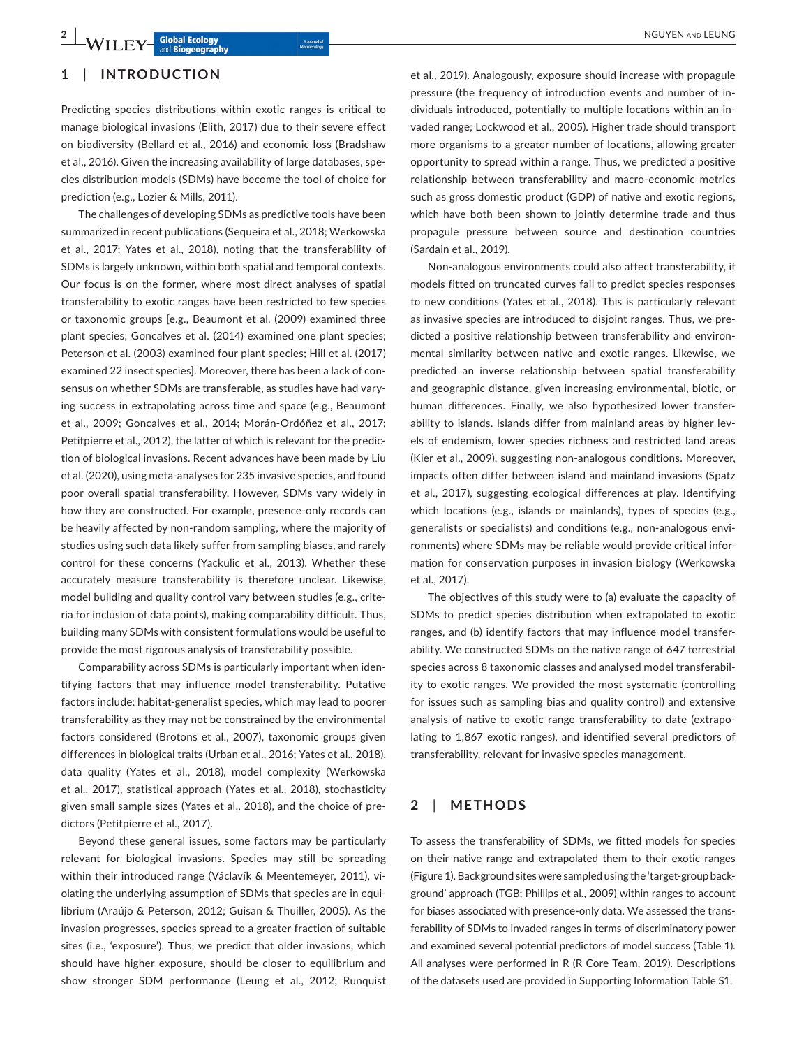## 1 | INTRODUCTION

Predicting species distributions within exotic ranges is critical to manage biological invasions (Elith, 2017) due to their severe effect on biodiversity (Bellard et al., 2016) and economic loss (Bradshaw et al., 2016). Given the increasing availability of large databases, species distribution models (SDMs) have become the tool of choice for prediction (e.g., Lozier & Mills, 2011).

The challenges of developing SDMs as predictive tools have been summarized in recent publications (Sequeira et al., 2018; Werkowska et al., 2017; Yates et al., 2018), noting that the transferability of SDMs is largely unknown, within both spatial and temporal contexts. Our focus is on the former, where most direct analyses of spatial transferability to exotic ranges have been restricted to few species or taxonomic groups [e.g., Beaumont et al. (2009) examined three plant species; Goncalves et al. (2014) examined one plant species; Peterson et al. (2003) examined four plant species; Hill et al. (2017) examined 22 insect species]. Moreover, there has been a lack of consensus on whether SDMs are transferable, as studies have had varying success in extrapolating across time and space (e.g., Beaumont et al., 2009; Goncalves et al., 2014; Morán-Ordóñez et al., 2017; Petitpierre et al., 2012), the latter of which is relevant for the prediction of biological invasions. Recent advances have been made by Liu et al. (2020), using meta-analyses for 235 invasive species, and found poor overall spatial transferability. However, SDMs vary widely in how they are constructed. For example, presence-only records can be heavily affected by non-random sampling, where the majority of studies using such data likely suffer from sampling biases, and rarely control for these concerns (Yackulic et al., 2013). Whether these accurately measure transferability is therefore unclear. Likewise, model building and quality control vary between studies (e.g., criteria for inclusion of data points), making comparability difficult. Thus, building many SDMs with consistent formulations would be useful to provide the most rigorous analysis of transferability possible.

Comparability across SDMs is particularly important when identifying factors that may influence model transferability. Putative factors include: habitat-generalist species, which may lead to poorer transferability as they may not be constrained by the environmental factors considered (Brotons et al., 2007), taxonomic groups given differences in biological traits (Urban et al., 2016; Yates et al., 2018), data quality (Yates et al., 2018), model complexity (Werkowska et al., 2017), statistical approach (Yates et al., 2018), stochasticity given small sample sizes (Yates et al., 2018), and the choice of predictors (Petitpierre et al., 2017).

Beyond these general issues, some factors may be particularly relevant for biological invasions. Species may still be spreading within their introduced range (Václavík & Meentemeyer, 2011), violating the underlying assumption of SDMs that species are in equilibrium (Araújo & Peterson, 2012; Guisan & Thuiller, 2005). As the invasion progresses, species spread to a greater fraction of suitable sites (i.e., 'exposure'). Thus, we predict that older invasions, which should have higher exposure, should be closer to equilibrium and show stronger SDM performance (Leung et al., 2012; Runquist et al., 2019). Analogously, exposure should increase with propagule pressure (the frequency of introduction events and number of individuals introduced, potentially to multiple locations within an invaded range; Lockwood et al., 2005). Higher trade should transport more organisms to a greater number of locations, allowing greater opportunity to spread within a range. Thus, we predicted a positive relationship between transferability and macro-economic metrics such as gross domestic product (GDP) of native and exotic regions, which have both been shown to jointly determine trade and thus propagule pressure between source and destination countries (Sardain et al., 2019).

Non-analogous environments could also affect transferability, if models fitted on truncated curves fail to predict species responses to new conditions (Yates et al., 2018). This is particularly relevant as invasive species are introduced to disjoint ranges. Thus, we predicted a positive relationship between transferability and environmental similarity between native and exotic ranges. Likewise, we predicted an inverse relationship between spatial transferability and geographic distance, given increasing environmental, biotic, or human differences. Finally, we also hypothesized lower transferability to islands. Islands differ from mainland areas by higher levels of endemism, lower species richness and restricted land areas (Kier et al., 2009), suggesting non-analogous conditions. Moreover, impacts often differ between island and mainland invasions (Spatz et al., 2017), suggesting ecological differences at play. Identifying which locations (e.g., islands or mainlands), types of species (e.g., generalists or specialists) and conditions (e.g., non-analogous environments) where SDMs may be reliable would provide critical information for conservation purposes in invasion biology (Werkowska et al., 2017).

The objectives of this study were to (a) evaluate the capacity of SDMs to predict species distribution when extrapolated to exotic ranges, and (b) identify factors that may influence model transferability. We constructed SDMs on the native range of 647 terrestrial species across 8 taxonomic classes and analysed model transferability to exotic ranges. We provided the most systematic (controlling for issues such as sampling bias and quality control) and extensive analysis of native to exotic range transferability to date (extrapolating to 1,867 exotic ranges), and identified several predictors of transferability, relevant for invasive species management.

## 2 | METHODS

To assess the transferability of SDMs, we fitted models for species on their native range and extrapolated them to their exotic ranges (Figure 1). Background sites were sampled using the 'target-group background' approach (TGB; Phillips et al., 2009) within ranges to account for biases associated with presence-only data. We assessed the transferability of SDMs to invaded ranges in terms of discriminatory power and examined several potential predictors of model success (Table 1). All analyses were performed in R (R Core Team, 2019). Descriptions of the datasets used are provided in Supporting Information Table S1.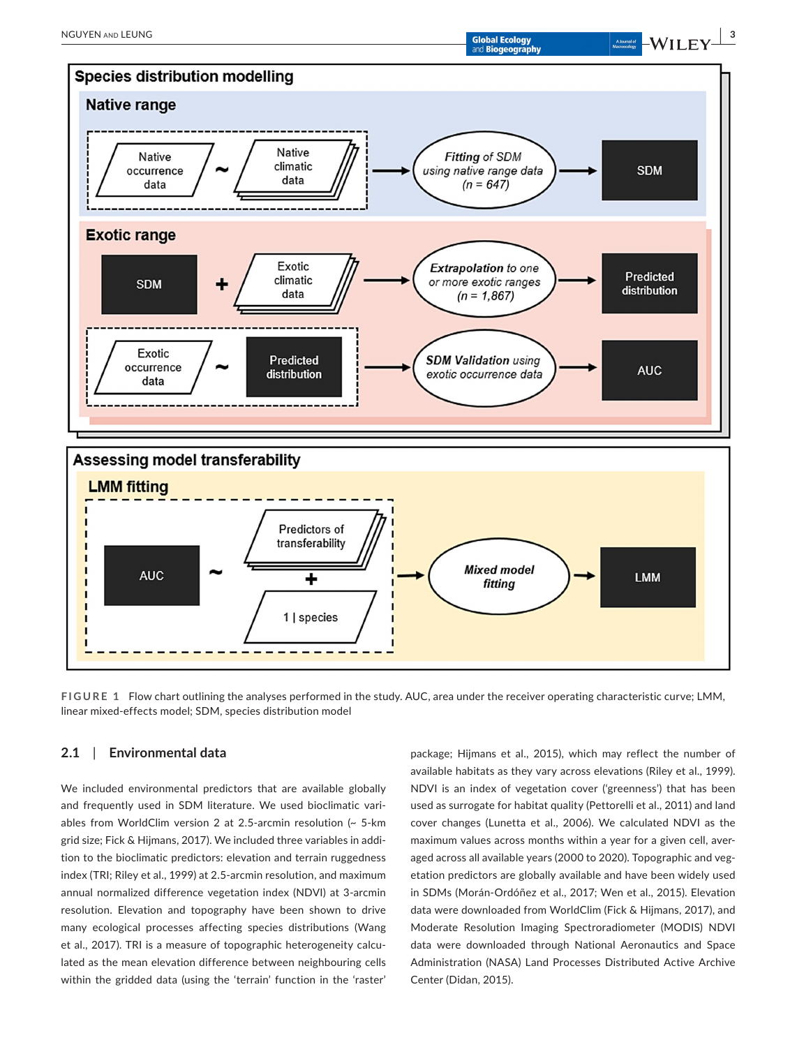FIGURE 1 Flow chart outlining the analyses performed in the study. AUC, area under the receiver operating characteristic curve; LMM, linear mixed-effects model; SDM, species distribution model

### 2.1 | Environmental data

We included environmental predictors that are available globally and frequently used in SDM literature. We used bioclimatic variables from WorldClim version 2 at 2.5-arcmin resolution (~ 5-km grid size; Fick & Hijmans, 2017). We included three variables in addition to the bioclimatic predictors: elevation and terrain ruggedness index (TRI; Riley et al., 1999) at 2.5-arcmin resolution, and maximum annual normalized difference vegetation index (NDVI) at 3-arcmin resolution. Elevation and topography have been shown to drive many ecological processes affecting species distributions (Wang et al., 2017). TRI is a measure of topographic heterogeneity calculated as the mean elevation difference between neighbouring cells within the gridded data (using the 'terrain' function in the 'raster' package; Hijmans et al., 2015), which may reflect the number of available habitats as they vary across elevations (Riley et al., 1999). NDVI is an index of vegetation cover ('greenness') that has been used as surrogate for habitat quality (Pettorelli et al., 2011) and land cover changes (Lunetta et al., 2006). We calculated NDVI as the maximum values across months within a year for a given cell, averaged across all available years (2000 to 2020). Topographic and vegetation predictors are globally available and have been widely used in SDMs (Morán-Ordóñez et al., 2017; Wen et al., 2015). Elevation data were downloaded from WorldClim (Fick & Hijmans, 2017), and Moderate Resolution Imaging Spectroradiometer (MODIS) NDVI data were downloaded through National Aeronautics and Space Administration (NASA) Land Processes Distributed Active Archive Center (Didan, 2015).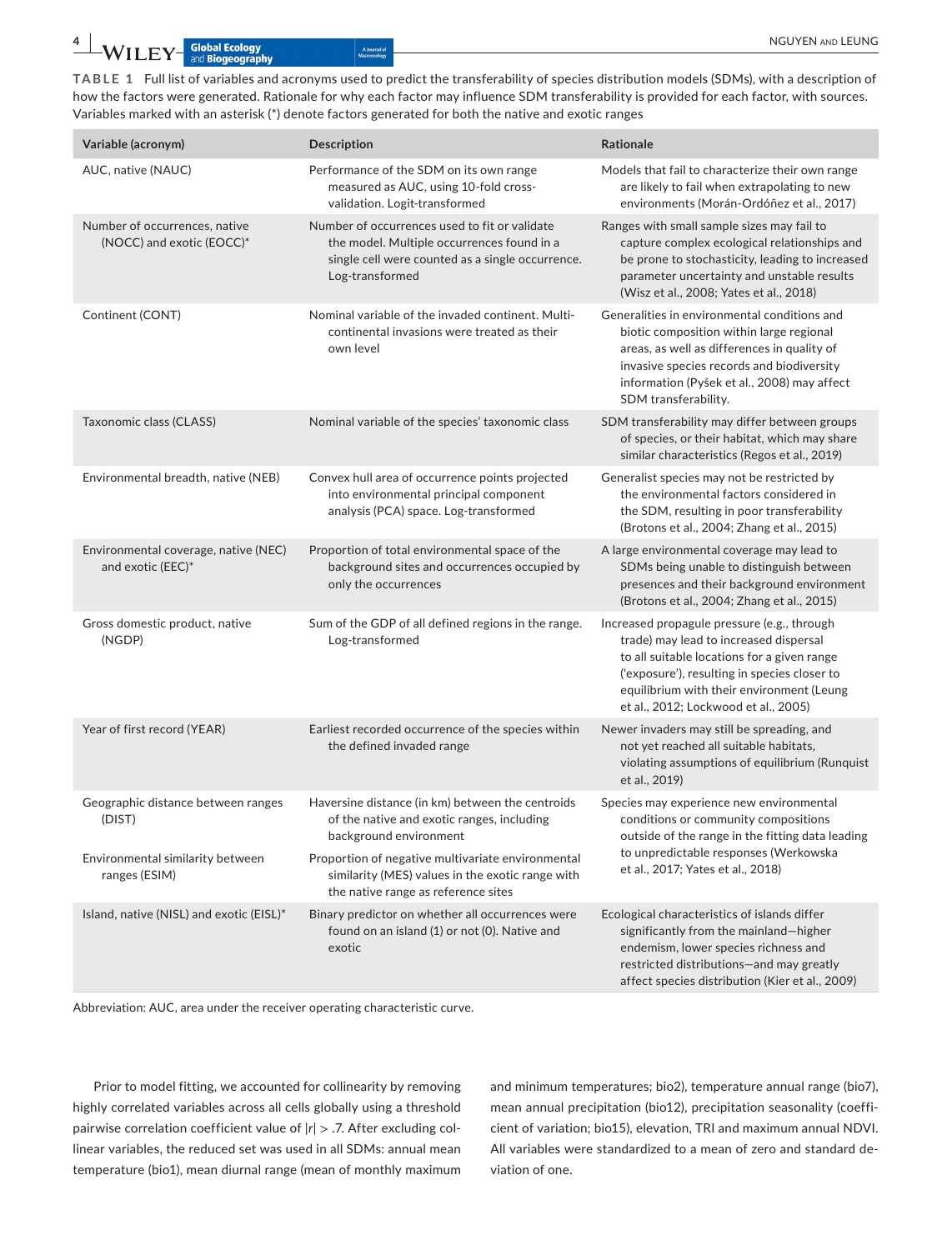**TABLE 1** Full list of variables and acronyms used to predict the transferability of species distribution models (SDMs), with a description of how the factors were generated. Rationale for why each factor may influence SDM transferability is provided for each factor, with sources. Variables marked with an asterisk (*) denote factors generated for both the native and exotic ranges

| Variable (acronym) | Description | Rationale |
|---|---|---|
| AUC, native (NAUC) | Performance of the SDM on its own range measured as AUC, using 10-fold cross-validation. Logit-transformed | Models that fail to characterize their own range are likely to fail when extrapolating to new environments (Morán-Ordóñez et al., 2017) |
| Number of occurrences, native (NOCC) and exotic (EOCC)* | Number of occurrences used to fit or validate the model. Multiple occurrences found in a single cell were counted as a single occurrence. Log-transformed | Ranges with small sample sizes may fail to capture complex ecological relationships and be prone to stochasticity, leading to increased parameter uncertainty and unstable results (Wisz et al., 2008; Yates et al., 2018) |
| Continent (CONT) | Nominal variable of the invaded continent. Multi-continental invasions were treated as their own level | Generalities in environmental conditions and biotic composition within large regional areas, as well as differences in quality of invasive species records and biodiversity information (Pyšek et al., 2008) may affect SDM transferability. |
| Taxonomic class (CLASS) | Nominal variable of the species' taxonomic class | SDM transferability may differ between groups of species, or their habitat, which may share similar characteristics (Regos et al., 2019) |
| Environmental breadth, native (NEB) | Convex hull area of occurrence points projected into environmental principal component analysis (PCA) space. Log-transformed | Generalist species may not be restricted by the environmental factors considered in the SDM, resulting in poor transferability (Brotons et al., 2004; Zhang et al., 2015) |
| Environmental coverage, native (NEC) and exotic (EEC)* | Proportion of total environmental space of the background sites and occurrences occupied by only the occurrences | A large environmental coverage may lead to SDMs being unable to distinguish between presences and their background environment (Brotons et al., 2004; Zhang et al., 2015) |
| Gross domestic product, native (NGDP) | Sum of the GDP of all defined regions in the range. Log-transformed | Increased propagule pressure (e.g., through trade) may lead to increased dispersal to all suitable locations for a given range ('exposure'), resulting in species closer to equilibrium with their environment (Leung et al., 2012; Lockwood et al., 2005) |
| Year of first record (YEAR) | Earliest recorded occurrence of the species within the defined invaded range | Newer invaders may still be spreading, and not yet reached all suitable habitats, violating assumptions of equilibrium (Runquist et al., 2019) |
| Geographic distance between ranges (DIST) | Haversine distance (in km) between the centroids of the native and exotic ranges, including background environment | Species may experience new environmental conditions or community compositions outside of the range in the fitting data leading to unpredictable responses (Werkowska et al., 2017; Yates et al., 2018) |
| Environmental similarity between ranges (ESIM) | Proportion of negative multivariate environmental similarity (MES) values in the exotic range with the native range as reference sites | |
| Island, native (NISL) and exotic (EISL)* | Binary predictor on whether all occurrences were found on an island (1) or not (0). Native and exotic | Ecological characteristics of islands differ significantly from the mainland—higher endemism, lower species richness and restricted distributions—and may greatly affect species distribution (Kier et al., 2009) |

Abbreviation: AUC, area under the receiver operating characteristic curve.

Prior to model fitting, we accounted for collinearity by removing highly correlated variables across all cells globally using a threshold pairwise correlation coefficient value of $|r| > .7$. After excluding collinear variables, the reduced set was used in all SDMs: annual mean temperature (bio1), mean diurnal range (mean of monthly maximum and minimum temperatures; bio2), temperature annual range (bio7), mean annual precipitation (bio12), precipitation seasonality (coefficient of variation; bio15), elevation, TRI and maximum annual NDVI. All variables were standardized to a mean of zero and standard deviation of one.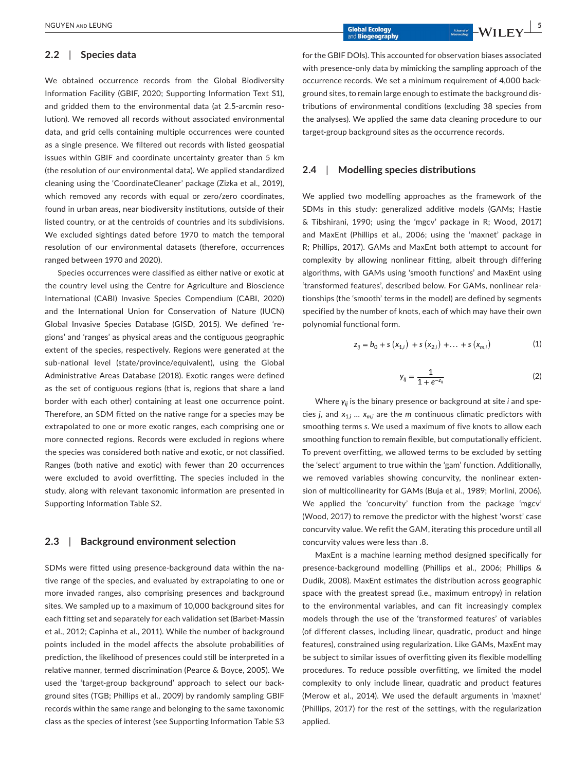## 2.2 | Species data

We obtained occurrence records from the Global Biodiversity Information Facility (GBIF, 2020; Supporting Information Text S1), and gridded them to the environmental data (at 2.5-arcmin resolution). We removed all records without associated environmental data, and grid cells containing multiple occurrences were counted as a single presence. We filtered out records with listed geospatial issues within GBIF and coordinate uncertainty greater than 5 km (the resolution of our environmental data). We applied standardized cleaning using the 'CoordinateCleaner' package (Zizka et al., 2019), which removed any records with equal or zero/zero coordinates, found in urban areas, near biodiversity institutions, outside of their listed country, or at the centroids of countries and its subdivisions. We excluded sightings dated before 1970 to match the temporal resolution of our environmental datasets (therefore, occurrences ranged between 1970 and 2020).

Species occurrences were classified as either native or exotic at the country level using the Centre for Agriculture and Bioscience International (CABI) Invasive Species Compendium (CABI, 2020) and the International Union for Conservation of Nature (IUCN) Global Invasive Species Database (GISD, 2015). We defined 'regions' and 'ranges' as physical areas and the contiguous geographic extent of the species, respectively. Regions were generated at the sub-national level (state/province/equivalent), using the Global Administrative Areas Database (2018). Exotic ranges were defined as the set of contiguous regions (that is, regions that share a land border with each other) containing at least one occurrence point. Therefore, an SDM fitted on the native range for a species may be extrapolated to one or more exotic ranges, each comprising one or more connected regions. Records were excluded in regions where the species was considered both native and exotic, or not classified. Ranges (both native and exotic) with fewer than 20 occurrences were excluded to avoid overfitting. The species included in the study, along with relevant taxonomic information are presented in Supporting Information Table S2.

## 2.3 | Background environment selection

SDMs were fitted using presence-background data within the native range of the species, and evaluated by extrapolating to one or more invaded ranges, also comprising presences and background sites. We sampled up to a maximum of 10,000 background sites for each fitting set and separately for each validation set (Barbet-Massin et al., 2012; Capinha et al., 2011). While the number of background points included in the model affects the absolute probabilities of prediction, the likelihood of presences could still be interpreted in a relative manner, termed discrimination (Pearce & Boyce, 2005). We used the 'target-group background' approach to select our background sites (TGB; Phillips et al., 2009) by randomly sampling GBIF records within the same range and belonging to the same taxonomic class as the species of interest (see Supporting Information Table S3 for the GBIF DOIs). This accounted for observation biases associated with presence-only data by mimicking the sampling approach of the occurrence records. We set a minimum requirement of 4,000 background sites, to remain large enough to estimate the background distributions of environmental conditions (excluding 38 species from the analyses). We applied the same data cleaning procedure to our target-group background sites as the occurrence records.

## 2.4 | Modelling species distributions

We applied two modelling approaches as the framework of the SDMs in this study: generalized additive models (GAMs; Hastie & Tibshirani, 1990; using the 'mgcv' package in R; Wood, 2017) and MaxEnt (Phillips et al., 2006; using the 'maxnet' package in R; Phillips, 2017). GAMs and MaxEnt both attempt to account for complexity by allowing nonlinear fitting, albeit through differing algorithms, with GAMs using 'smooth functions' and MaxEnt using 'transformed features', described below. For GAMs, nonlinear relationships (the 'smooth' terms in the model) are defined by segments specified by the number of knots, each of which may have their own polynomial functional form.

$$z_{ij} = b_0 + s\left(x_{1,i}\right) + s\left(x_{2,i}\right) + \ldots + s\left(x_{m,i}\right) \tag{1}$$

$$y_{ij} = \frac{1}{1 + e^{-z_{ij}}} \tag{2}$$

Where $y_{ij}$ is the binary presence or background at site $i$ and species $j$, and $x_{1,i} \ldots x_{m,i}$ are the $m$ continuous climatic predictors with smoothing terms $s$. We used a maximum of five knots to allow each smoothing function to remain flexible, but computationally efficient. To prevent overfitting, we allowed terms to be excluded by setting the 'select' argument to true within the 'gam' function. Additionally, we removed variables showing concurvity, the nonlinear extension of multicollinearity for GAMs (Buja et al., 1989; Morlini, 2006). We applied the 'concurvity' function from the package 'mgcv' (Wood, 2017) to remove the predictor with the highest 'worst' case concurvity value. We refit the GAM, iterating this procedure until all concurvity values were less than .8.

MaxEnt is a machine learning method designed specifically for presence-background modelling (Phillips et al., 2006; Phillips & Dudík, 2008). MaxEnt estimates the distribution across geographic space with the greatest spread (i.e., maximum entropy) in relation to the environmental variables, and can fit increasingly complex models through the use of the 'transformed features' of variables (of different classes, including linear, quadratic, product and hinge features), constrained using regularization. Like GAMs, MaxEnt may be subject to similar issues of overfitting given its flexible modelling procedures. To reduce possible overfitting, we limited the model complexity to only include linear, quadratic and product features (Merow et al., 2014). We used the default arguments in 'maxnet' (Phillips, 2017) for the rest of the settings, with the regularization applied.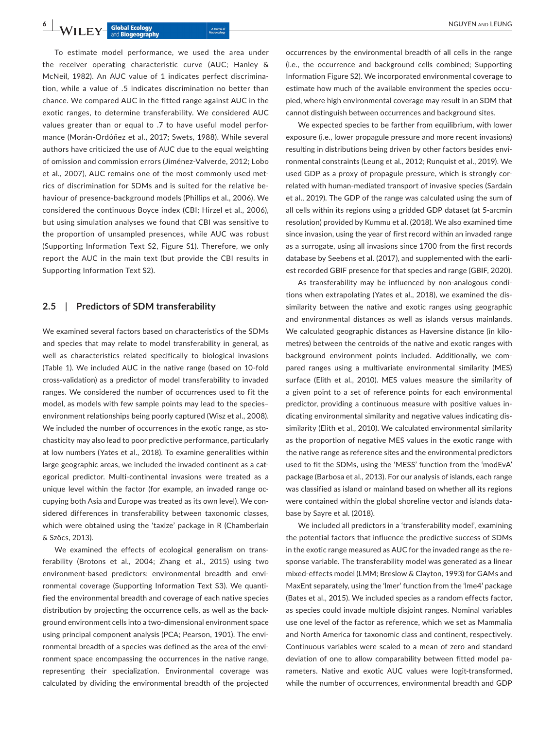To estimate model performance, we used the area under the receiver operating characteristic curve (AUC; Hanley & McNeil, 1982). An AUC value of 1 indicates perfect discrimination, while a value of .5 indicates discrimination no better than chance. We compared AUC in the fitted range against AUC in the exotic ranges, to determine transferability. We considered AUC values greater than or equal to .7 to have useful model performance (Morán-Ordóñez et al., 2017; Swets, 1988). While several authors have criticized the use of AUC due to the equal weighting of omission and commission errors (Jiménez-Valverde, 2012; Lobo et al., 2007), AUC remains one of the most commonly used metrics of discrimination for SDMs and is suited for the relative behaviour of presence-background models (Phillips et al., 2006). We considered the continuous Boyce index (CBI; Hirzel et al., 2006), but using simulation analyses we found that CBI was sensitive to the proportion of unsampled presences, while AUC was robust (Supporting Information Text S2, Figure S1). Therefore, we only report the AUC in the main text (but provide the CBI results in Supporting Information Text S2).

## 2.5 | Predictors of SDM transferability

We examined several factors based on characteristics of the SDMs and species that may relate to model transferability in general, as well as characteristics related specifically to biological invasions (Table 1). We included AUC in the native range (based on 10-fold cross-validation) as a predictor of model transferability to invaded ranges. We considered the number of occurrences used to fit the model, as models with few sample points may lead to the species–environment relationships being poorly captured (Wisz et al., 2008). We included the number of occurrences in the exotic range, as stochasticity may also lead to poor predictive performance, particularly at low numbers (Yates et al., 2018). To examine generalities within large geographic areas, we included the invaded continent as a categorical predictor. Multi-continental invasions were treated as a unique level within the factor (for example, an invaded range occupying both Asia and Europe was treated as its own level). We considered differences in transferability between taxonomic classes, which were obtained using the 'taxize' package in R (Chamberlain & Szöcs, 2013).

We examined the effects of ecological generalism on transferability (Brotons et al., 2004; Zhang et al., 2015) using two environment-based predictors: environmental breadth and environmental coverage (Supporting Information Text S3). We quantified the environmental breadth and coverage of each native species distribution by projecting the occurrence cells, as well as the background environment cells into a two-dimensional environment space using principal component analysis (PCA; Pearson, 1901). The environmental breadth of a species was defined as the area of the environment space encompassing the occurrences in the native range, representing their specialization. Environmental coverage was calculated by dividing the environmental breadth of the projected occurrences by the environmental breadth of all cells in the range (i.e., the occurrence and background cells combined; Supporting Information Figure S2). We incorporated environmental coverage to estimate how much of the available environment the species occupied, where high environmental coverage may result in an SDM that cannot distinguish between occurrences and background sites.

We expected species to be farther from equilibrium, with lower exposure (i.e., lower propagule pressure and more recent invasions) resulting in distributions being driven by other factors besides environmental constraints (Leung et al., 2012; Runquist et al., 2019). We used GDP as a proxy of propagule pressure, which is strongly correlated with human-mediated transport of invasive species (Sardain et al., 2019). The GDP of the range was calculated using the sum of all cells within its regions using a gridded GDP dataset (at 5-arcmin resolution) provided by Kummu et al. (2018). We also examined time since invasion, using the year of first record within an invaded range as a surrogate, using all invasions since 1700 from the first records database by Seebens et al. (2017), and supplemented with the earliest recorded GBIF presence for that species and range (GBIF, 2020).

As transferability may be influenced by non-analogous conditions when extrapolating (Yates et al., 2018), we examined the dissimilarity between the native and exotic ranges using geographic and environmental distances as well as islands versus mainlands. We calculated geographic distances as Haversine distance (in kilometres) between the centroids of the native and exotic ranges with background environment points included. Additionally, we compared ranges using a multivariate environmental similarity (MES) surface (Elith et al., 2010). MES values measure the similarity of a given point to a set of reference points for each environmental predictor, providing a continuous measure with positive values indicating environmental similarity and negative values indicating dissimilarity (Elith et al., 2010). We calculated environmental similarity as the proportion of negative MES values in the exotic range with the native range as reference sites and the environmental predictors used to fit the SDMs, using the 'MESS' function from the 'modEvA' package (Barbosa et al., 2013). For our analysis of islands, each range was classified as island or mainland based on whether all its regions were contained within the global shoreline vector and islands database by Sayre et al. (2018).

We included all predictors in a 'transferability model', examining the potential factors that influence the predictive success of SDMs in the exotic range measured as AUC for the invaded range as the response variable. The transferability model was generated as a linear mixed-effects model (LMM; Breslow & Clayton, 1993) for GAMs and MaxEnt separately, using the 'lmer' function from the 'lme4' package (Bates et al., 2015). We included species as a random effects factor, as species could invade multiple disjoint ranges. Nominal variables use one level of the factor as reference, which we set as Mammalia and North America for taxonomic class and continent, respectively. Continuous variables were scaled to a mean of zero and standard deviation of one to allow comparability between fitted model parameters. Native and exotic AUC values were logit-transformed, while the number of occurrences, environmental breadth and GDP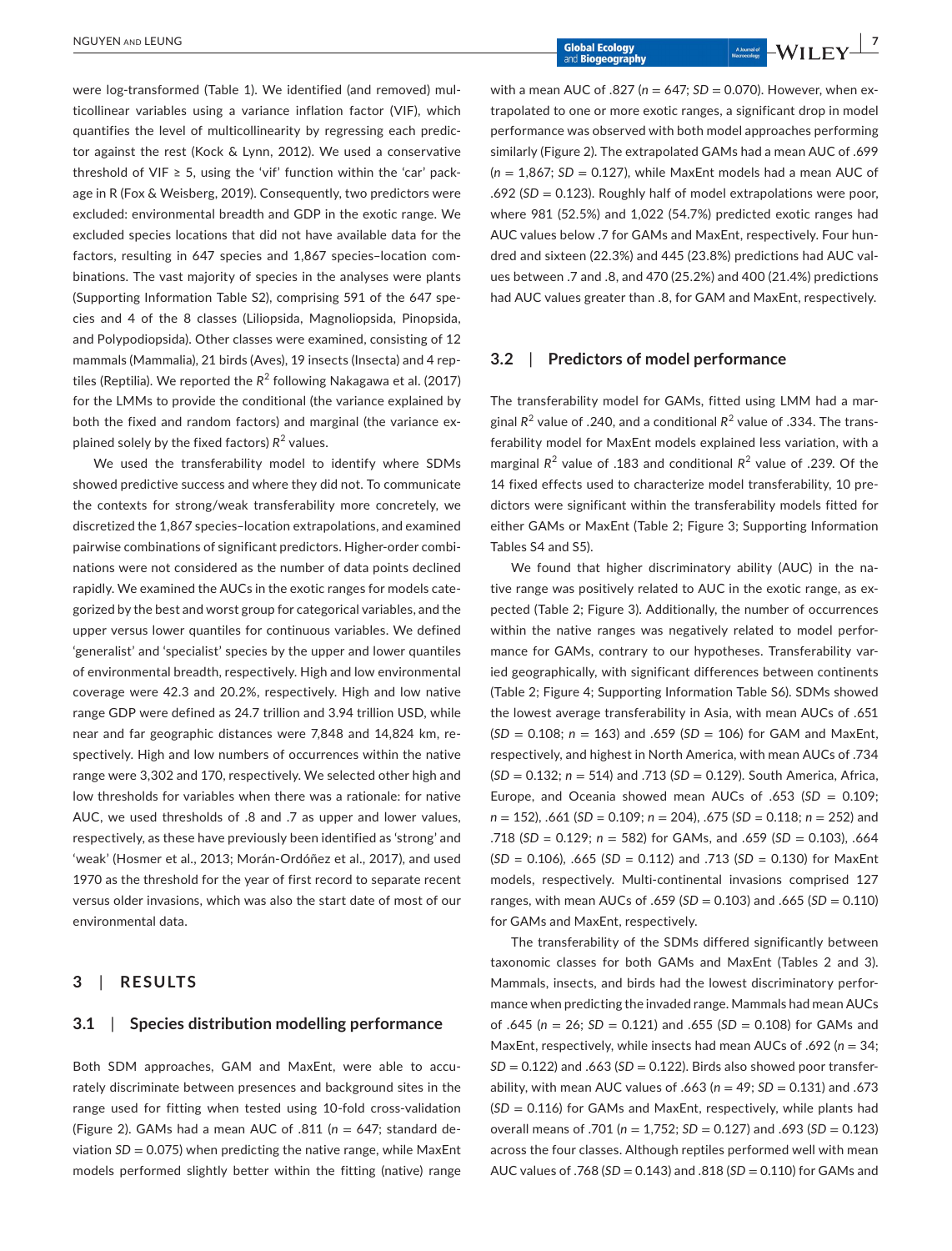were log-transformed (Table 1). We identified (and removed) multicollinear variables using a variance inflation factor (VIF), which quantifies the level of multicollinearity by regressing each predictor against the rest (Kock & Lynn, 2012). We used a conservative threshold of VIF ≥ 5, using the 'vif' function within the 'car' package in R (Fox & Weisberg, 2019). Consequently, two predictors were excluded: environmental breadth and GDP in the exotic range. We excluded species locations that did not have available data for the factors, resulting in 647 species and 1,867 species–location combinations. The vast majority of species in the analyses were plants (Supporting Information Table S2), comprising 591 of the 647 species and 4 of the 8 classes (Liliopsida, Magnoliopsida, Pinopsida, and Polypodiopsida). Other classes were examined, consisting of 12 mammals (Mammalia), 21 birds (Aves), 19 insects (Insecta) and 4 reptiles (Reptilia). We reported the $R^2$ following Nakagawa et al. (2017) for the LMMs to provide the conditional (the variance explained by both the fixed and random factors) and marginal (the variance explained solely by the fixed factors) $R^2$ values.

We used the transferability model to identify where SDMs showed predictive success and where they did not. To communicate the contexts for strong/weak transferability more concretely, we discretized the 1,867 species–location extrapolations, and examined pairwise combinations of significant predictors. Higher-order combinations were not considered as the number of data points declined rapidly. We examined the AUCs in the exotic ranges for models categorized by the best and worst group for categorical variables, and the upper versus lower quantiles for continuous variables. We defined 'generalist' and 'specialist' species by the upper and lower quantiles of environmental breadth, respectively. High and low environmental coverage were 42.3 and 20.2%, respectively. High and low native range GDP were defined as 24.7 trillion and 3.94 trillion USD, while near and far geographic distances were 7,848 and 14,824 km, respectively. High and low numbers of occurrences within the native range were 3,302 and 170, respectively. We selected other high and low thresholds for variables when there was a rationale: for native AUC, we used thresholds of .8 and .7 as upper and lower values, respectively, as these have previously been identified as 'strong' and 'weak' (Hosmer et al., 2013; Morán-Ordóñez et al., 2017), and used 1970 as the threshold for the year of first record to separate recent versus older invasions, which was also the start date of most of our environmental data.

## 3 | RESULTS

### 3.1 | Species distribution modelling performance

Both SDM approaches, GAM and MaxEnt, were able to accurately discriminate between presences and background sites in the range used for fitting when tested using 10-fold cross-validation (Figure 2). GAMs had a mean AUC of .811 ($n$ = 647; standard deviation $SD$ = 0.075) when predicting the native range, while MaxEnt models performed slightly better within the fitting (native) range with a mean AUC of .827 ($n$ = 647; $SD$ = 0.070). However, when extrapolated to one or more exotic ranges, a significant drop in model performance was observed with both model approaches performing similarly (Figure 2). The extrapolated GAMs had a mean AUC of .699 ($n$ = 1,867; $SD$ = 0.127), while MaxEnt models had a mean AUC of .692 ($SD$ = 0.123). Roughly half of model extrapolations were poor, where 981 (52.5%) and 1,022 (54.7%) predicted exotic ranges had AUC values below .7 for GAMs and MaxEnt, respectively. Four hundred and sixteen (22.3%) and 445 (23.8%) predictions had AUC values between .7 and .8, and 470 (25.2%) and 400 (21.4%) predictions had AUC values greater than .8, for GAM and MaxEnt, respectively.

### 3.2 | Predictors of model performance

The transferability model for GAMs, fitted using LMM had a marginal $R^2$ value of .240, and a conditional $R^2$ value of .334. The transferability model for MaxEnt models explained less variation, with a marginal $R^2$ value of .183 and conditional $R^2$ value of .239. Of the 14 fixed effects used to characterize model transferability, 10 predictors were significant within the transferability models fitted for either GAMs or MaxEnt (Table 2; Figure 3; Supporting Information Tables S4 and S5).

We found that higher discriminatory ability (AUC) in the native range was positively related to AUC in the exotic range, as expected (Table 2; Figure 3). Additionally, the number of occurrences within the native ranges was negatively related to model performance for GAMs, contrary to our hypotheses. Transferability varied geographically, with significant differences between continents (Table 2; Figure 4; Supporting Information Table S6). SDMs showed the lowest average transferability in Asia, with mean AUCs of .651 ($SD$ = 0.108; $n$ = 163) and .659 ($SD$ = 106) for GAM and MaxEnt, respectively, and highest in North America, with mean AUCs of .734 ($SD$ = 0.132; $n$ = 514) and .713 ($SD$ = 0.129). South America, Africa, Europe, and Oceania showed mean AUCs of .653 ($SD$ = 0.109; $n$ = 152), .661 ($SD$ = 0.109; $n$ = 204), .675 ($SD$ = 0.118; $n$ = 252) and .718 ($SD$ = 0.129; $n$ = 582) for GAMs, and .659 ($SD$ = 0.103), .664 ($SD$ = 0.106), .665 ($SD$ = 0.112) and .713 ($SD$ = 0.130) for MaxEnt models, respectively. Multi-continental invasions comprised 127 ranges, with mean AUCs of .659 ($SD$ = 0.103) and .665 ($SD$ = 0.110) for GAMs and MaxEnt, respectively.

The transferability of the SDMs differed significantly between taxonomic classes for both GAMs and MaxEnt (Tables 2 and 3). Mammals, insects, and birds had the lowest discriminatory performance when predicting the invaded range. Mammals had mean AUCs of .645 ($n$ = 26; $SD$ = 0.121) and .655 ($SD$ = 0.108) for GAMs and MaxEnt, respectively, while insects had mean AUCs of .692 ($n$ = 34; $SD$ = 0.122) and .663 ($SD$ = 0.122). Birds also showed poor transferability, with mean AUC values of .663 ($n$ = 49; $SD$ = 0.131) and .673 ($SD$ = 0.116) for GAMs and MaxEnt, respectively, while plants had overall means of .701 ($n$ = 1,752; $SD$ = 0.127) and .693 ($SD$ = 0.123) across the four classes. Although reptiles performed well with mean AUC values of .768 ($SD$ = 0.143) and .818 ($SD$ = 0.110) for GAMs and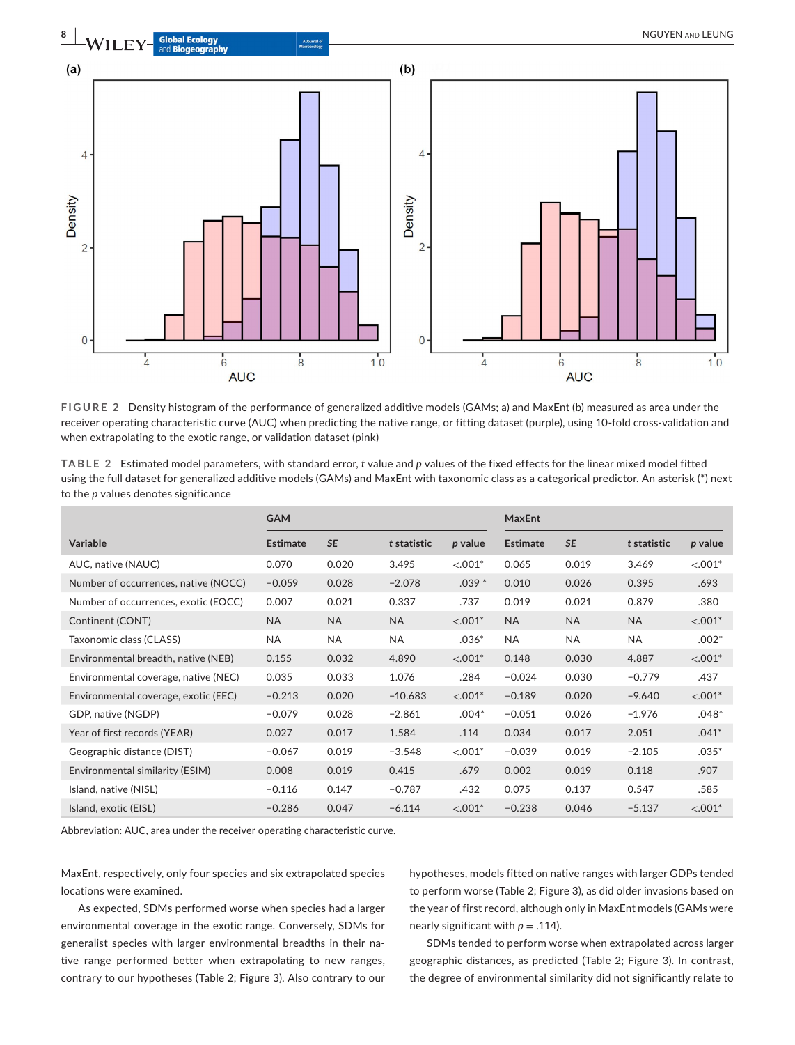**FIGURE 2** Density histogram of the performance of generalized additive models (GAMs; a) and MaxEnt (b) measured as area under the receiver operating characteristic curve (AUC) when predicting the native range, or fitting dataset (purple), using 10-fold cross-validation and when extrapolating to the exotic range, or validation dataset (pink)

**TABLE 2** Estimated model parameters, with standard error, *t* value and *p* values of the fixed effects for the linear mixed model fitted using the full dataset for generalized additive models (GAMs) and MaxEnt with taxonomic class as a categorical predictor. An asterisk (*) next to the *p* values denotes significance

| | GAM | | | | MaxEnt | | | |
|---|---|---|---|---|---|---|---|---|
| Variable | Estimate | *SE* | *t* statistic | *p* value | Estimate | *SE* | *t* statistic | *p* value |
| AUC, native (NAUC) | 0.070 | 0.020 | 3.495 | <.001* | 0.065 | 0.019 | 3.469 | <.001* |
| Number of occurrences, native (NOCC) | −0.059 | 0.028 | −2.078 | .039 * | 0.010 | 0.026 | 0.395 | .693 |
| Number of occurrences, exotic (EOCC) | 0.007 | 0.021 | 0.337 | .737 | 0.019 | 0.021 | 0.879 | .380 |
| Continent (CONT) | NA | NA | NA | <.001* | NA | NA | NA | <.001* |
| Taxonomic class (CLASS) | NA | NA | NA | .036* | NA | NA | NA | .002* |
| Environmental breadth, native (NEB) | 0.155 | 0.032 | 4.890 | <.001* | 0.148 | 0.030 | 4.887 | <.001* |
| Environmental coverage, native (NEC) | 0.035 | 0.033 | 1.076 | .284 | −0.024 | 0.030 | −0.779 | .437 |
| Environmental coverage, exotic (EEC) | −0.213 | 0.020 | −10.683 | <.001* | −0.189 | 0.020 | −9.640 | <.001* |
| GDP, native (NGDP) | −0.079 | 0.028 | −2.861 | .004* | −0.051 | 0.026 | −1.976 | .048* |
| Year of first records (YEAR) | 0.027 | 0.017 | 1.584 | .114 | 0.034 | 0.017 | 2.051 | .041* |
| Geographic distance (DIST) | −0.067 | 0.019 | −3.548 | <.001* | −0.039 | 0.019 | −2.105 | .035* |
| Environmental similarity (ESIM) | 0.008 | 0.019 | 0.415 | .679 | 0.002 | 0.019 | 0.118 | .907 |
| Island, native (NISL) | −0.116 | 0.147 | −0.787 | .432 | 0.075 | 0.137 | 0.547 | .585 |
| Island, exotic (EISL) | −0.286 | 0.047 | −6.114 | <.001* | −0.238 | 0.046 | −5.137 | <.001* |

Abbreviation: AUC, area under the receiver operating characteristic curve.

MaxEnt, respectively, only four species and six extrapolated species locations were examined.

As expected, SDMs performed worse when species had a larger environmental coverage in the exotic range. Conversely, SDMs for generalist species with larger environmental breadths in their native range performed better when extrapolating to new ranges, contrary to our hypotheses (Table 2; Figure 3). Also contrary to our hypotheses, models fitted on native ranges with larger GDPs tended to perform worse (Table 2; Figure 3), as did older invasions based on the year of first record, although only in MaxEnt models (GAMs were nearly significant with $p = .114$).

SDMs tended to perform worse when extrapolated across larger geographic distances, as predicted (Table 2; Figure 3). In contrast, the degree of environmental similarity did not significantly relate to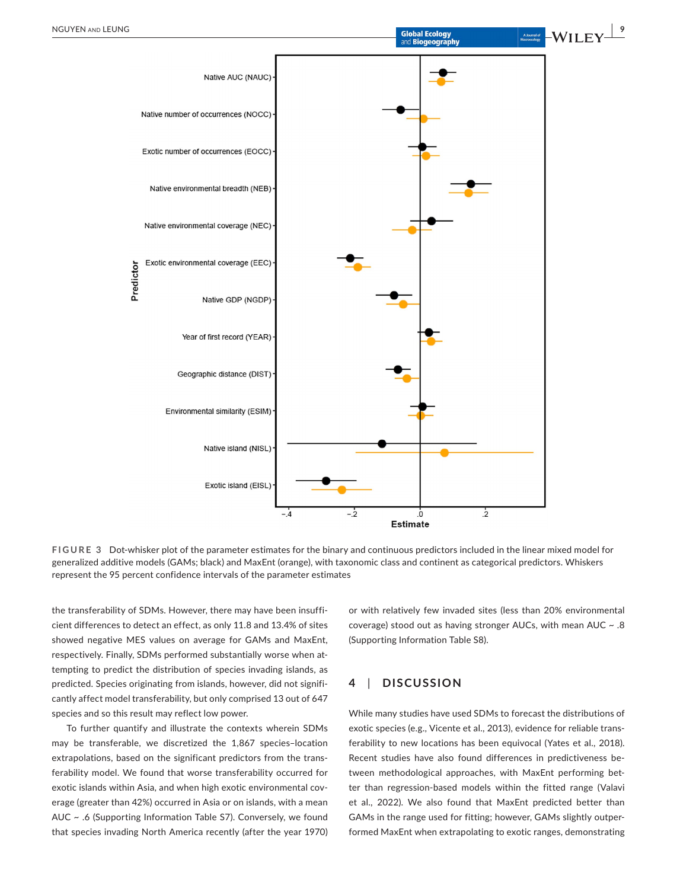FIGURE 3 Dot-whisker plot of the parameter estimates for the binary and continuous predictors included in the linear mixed model for generalized additive models (GAMs; black) and MaxEnt (orange), with taxonomic class and continent as categorical predictors. Whiskers represent the 95 percent confidence intervals of the parameter estimates

the transferability of SDMs. However, there may have been insufficient differences to detect an effect, as only 11.8 and 13.4% of sites showed negative MES values on average for GAMs and MaxEnt, respectively. Finally, SDMs performed substantially worse when attempting to predict the distribution of species invading islands, as predicted. Species originating from islands, however, did not significantly affect model transferability, but only comprised 13 out of 647 species and so this result may reflect low power.

To further quantify and illustrate the contexts wherein SDMs may be transferable, we discretized the 1,867 species–location extrapolations, based on the significant predictors from the transferability model. We found that worse transferability occurred for exotic islands within Asia, and when high exotic environmental coverage (greater than 42%) occurred in Asia or on islands, with a mean AUC ~ .6 (Supporting Information Table S7). Conversely, we found that species invading North America recently (after the year 1970) or with relatively few invaded sites (less than 20% environmental coverage) stood out as having stronger AUCs, with mean AUC ~ .8 (Supporting Information Table S8).

## 4 | DISCUSSION

While many studies have used SDMs to forecast the distributions of exotic species (e.g., Vicente et al., 2013), evidence for reliable transferability to new locations has been equivocal (Yates et al., 2018). Recent studies have also found differences in predictiveness between methodological approaches, with MaxEnt performing better than regression-based models within the fitted range (Valavi et al., 2022). We also found that MaxEnt predicted better than GAMs in the range used for fitting; however, GAMs slightly outperformed MaxEnt when extrapolating to exotic ranges, demonstrating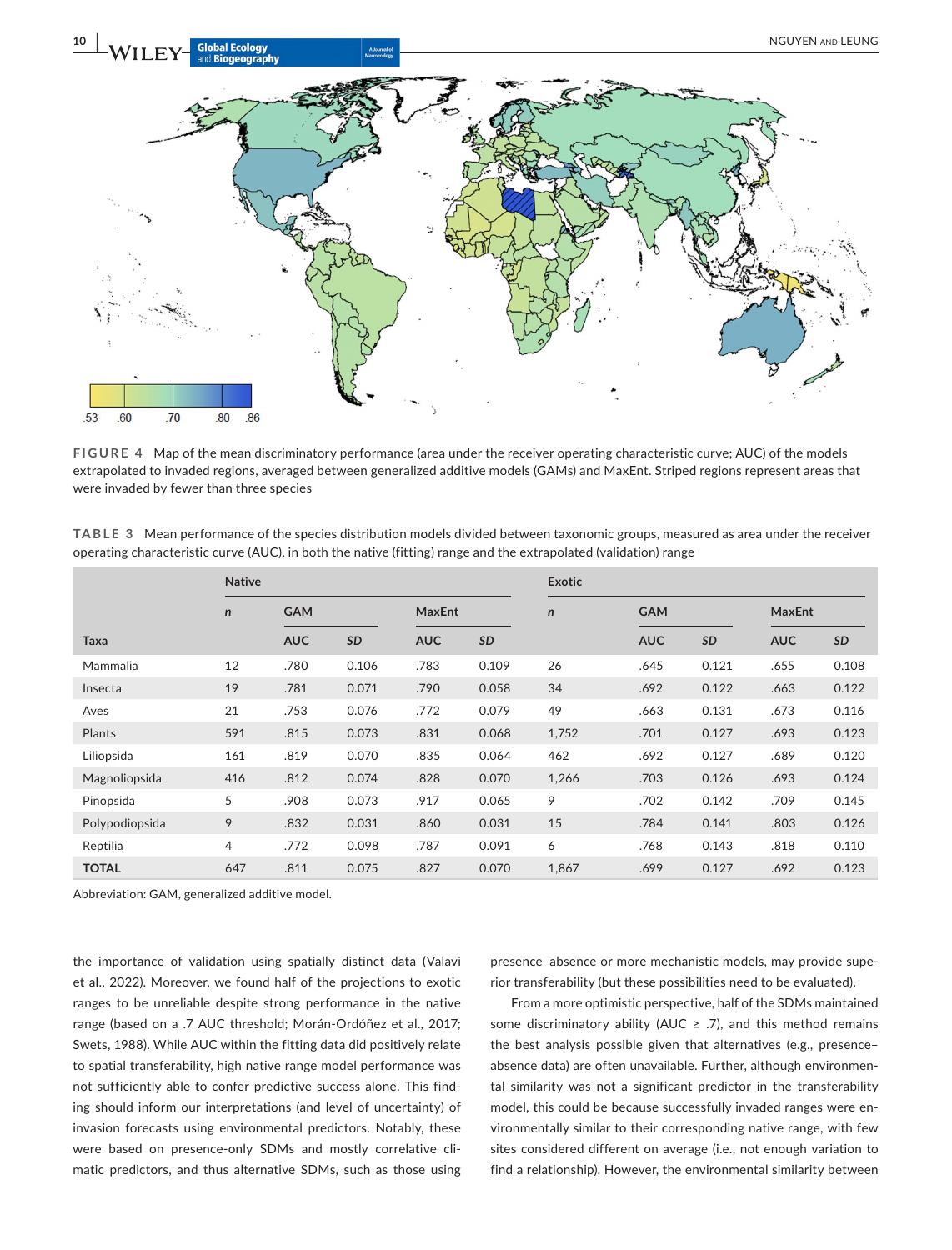FIGURE 4 Map of the mean discriminatory performance (area under the receiver operating characteristic curve; AUC) of the models extrapolated to invaded regions, averaged between generalized additive models (GAMs) and MaxEnt. Striped regions represent areas that were invaded by fewer than three species

TABLE 3 Mean performance of the species distribution models divided between taxonomic groups, measured as area under the receiver operating characteristic curve (AUC), in both the native (fitting) range and the extrapolated (validation) range

| | Native | | | | | Exotic | | | | |
|---|---|---|---|---|---|---|---|---|---|---|
| | *n* | GAM | | MaxEnt | | *n* | GAM | | MaxEnt | |
| Taxa | | AUC | *SD* | AUC | *SD* | | AUC | *SD* | AUC | *SD* |
| Mammalia | 12 | .780 | 0.106 | .783 | 0.109 | 26 | .645 | 0.121 | .655 | 0.108 |
| Insecta | 19 | .781 | 0.071 | .790 | 0.058 | 34 | .692 | 0.122 | .663 | 0.122 |
| Aves | 21 | .753 | 0.076 | .772 | 0.079 | 49 | .663 | 0.131 | .673 | 0.116 |
| Plants | 591 | .815 | 0.073 | .831 | 0.068 | 1,752 | .701 | 0.127 | .693 | 0.123 |
| Liliopsida | 161 | .819 | 0.070 | .835 | 0.064 | 462 | .692 | 0.127 | .689 | 0.120 |
| Magnoliopsida | 416 | .812 | 0.074 | .828 | 0.070 | 1,266 | .703 | 0.126 | .693 | 0.124 |
| Pinopsida | 5 | .908 | 0.073 | .917 | 0.065 | 9 | .702 | 0.142 | .709 | 0.145 |
| Polypodiopsida | 9 | .832 | 0.031 | .860 | 0.031 | 15 | .784 | 0.141 | .803 | 0.126 |
| Reptilia | 4 | .772 | 0.098 | .787 | 0.091 | 6 | .768 | 0.143 | .818 | 0.110 |
| **TOTAL** | 647 | .811 | 0.075 | .827 | 0.070 | 1,867 | .699 | 0.127 | .692 | 0.123 |

Abbreviation: GAM, generalized additive model.

the importance of validation using spatially distinct data (Valavi et al., 2022). Moreover, we found half of the projections to exotic ranges to be unreliable despite strong performance in the native range (based on a .7 AUC threshold; Morán-Ordóñez et al., 2017; Swets, 1988). While AUC within the fitting data did positively relate to spatial transferability, high native range model performance was not sufficiently able to confer predictive success alone. This finding should inform our interpretations (and level of uncertainty) of invasion forecasts using environmental predictors. Notably, these were based on presence-only SDMs and mostly correlative climatic predictors, and thus alternative SDMs, such as those using presence–absence or more mechanistic models, may provide superior transferability (but these possibilities need to be evaluated).

From a more optimistic perspective, half of the SDMs maintained some discriminatory ability (AUC ≥ .7), and this method remains the best analysis possible given that alternatives (e.g., presence–absence data) are often unavailable. Further, although environmental similarity was not a significant predictor in the transferability model, this could be because successfully invaded ranges were environmentally similar to their corresponding native range, with few sites considered different on average (i.e., not enough variation to find a relationship). However, the environmental similarity between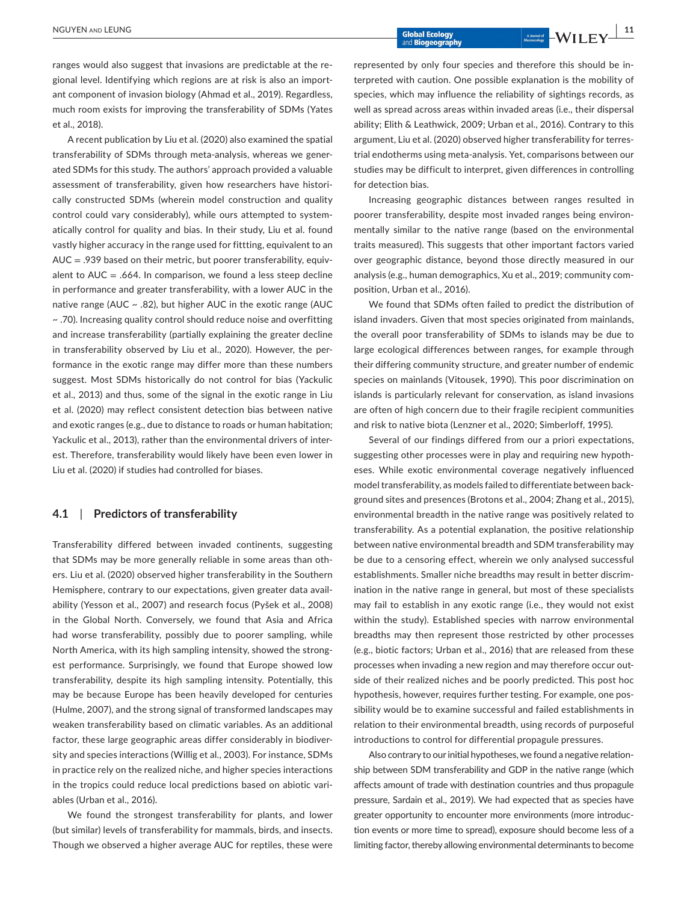ranges would also suggest that invasions are predictable at the regional level. Identifying which regions are at risk is also an important component of invasion biology (Ahmad et al., 2019). Regardless, much room exists for improving the transferability of SDMs (Yates et al., 2018).

A recent publication by Liu et al. (2020) also examined the spatial transferability of SDMs through meta-analysis, whereas we generated SDMs for this study. The authors' approach provided a valuable assessment of transferability, given how researchers have historically constructed SDMs (wherein model construction and quality control could vary considerably), while ours attempted to systematically control for quality and bias. In their study, Liu et al. found vastly higher accuracy in the range used for fittting, equivalent to an AUC = .939 based on their metric, but poorer transferability, equivalent to AUC = .664. In comparison, we found a less steep decline in performance and greater transferability, with a lower AUC in the native range (AUC ~ .82), but higher AUC in the exotic range (AUC ~ .70). Increasing quality control should reduce noise and overfitting and increase transferability (partially explaining the greater decline in transferability observed by Liu et al., 2020). However, the performance in the exotic range may differ more than these numbers suggest. Most SDMs historically do not control for bias (Yackulic et al., 2013) and thus, some of the signal in the exotic range in Liu et al. (2020) may reflect consistent detection bias between native and exotic ranges (e.g., due to distance to roads or human habitation; Yackulic et al., 2013), rather than the environmental drivers of interest. Therefore, transferability would likely have been even lower in Liu et al. (2020) if studies had controlled for biases.

## 4.1 | Predictors of transferability

Transferability differed between invaded continents, suggesting that SDMs may be more generally reliable in some areas than others. Liu et al. (2020) observed higher transferability in the Southern Hemisphere, contrary to our expectations, given greater data availability (Yesson et al., 2007) and research focus (Pyšek et al., 2008) in the Global North. Conversely, we found that Asia and Africa had worse transferability, possibly due to poorer sampling, while North America, with its high sampling intensity, showed the strongest performance. Surprisingly, we found that Europe showed low transferability, despite its high sampling intensity. Potentially, this may be because Europe has been heavily developed for centuries (Hulme, 2007), and the strong signal of transformed landscapes may weaken transferability based on climatic variables. As an additional factor, these large geographic areas differ considerably in biodiversity and species interactions (Willig et al., 2003). For instance, SDMs in practice rely on the realized niche, and higher species interactions in the tropics could reduce local predictions based on abiotic variables (Urban et al., 2016).

We found the strongest transferability for plants, and lower (but similar) levels of transferability for mammals, birds, and insects. Though we observed a higher average AUC for reptiles, these were represented by only four species and therefore this should be interpreted with caution. One possible explanation is the mobility of species, which may influence the reliability of sightings records, as well as spread across areas within invaded areas (i.e., their dispersal ability; Elith & Leathwick, 2009; Urban et al., 2016). Contrary to this argument, Liu et al. (2020) observed higher transferability for terrestrial endotherms using meta-analysis. Yet, comparisons between our studies may be difficult to interpret, given differences in controlling for detection bias.

Increasing geographic distances between ranges resulted in poorer transferability, despite most invaded ranges being environmentally similar to the native range (based on the environmental traits measured). This suggests that other important factors varied over geographic distance, beyond those directly measured in our analysis (e.g., human demographics, Xu et al., 2019; community composition, Urban et al., 2016).

We found that SDMs often failed to predict the distribution of island invaders. Given that most species originated from mainlands, the overall poor transferability of SDMs to islands may be due to large ecological differences between ranges, for example through their differing community structure, and greater number of endemic species on mainlands (Vitousek, 1990). This poor discrimination on islands is particularly relevant for conservation, as island invasions are often of high concern due to their fragile recipient communities and risk to native biota (Lenzner et al., 2020; Simberloff, 1995).

Several of our findings differed from our a priori expectations, suggesting other processes were in play and requiring new hypotheses. While exotic environmental coverage negatively influenced model transferability, as models failed to differentiate between background sites and presences (Brotons et al., 2004; Zhang et al., 2015), environmental breadth in the native range was positively related to transferability. As a potential explanation, the positive relationship between native environmental breadth and SDM transferability may be due to a censoring effect, wherein we only analysed successful establishments. Smaller niche breadths may result in better discrimination in the native range in general, but most of these specialists may fail to establish in any exotic range (i.e., they would not exist within the study). Established species with narrow environmental breadths may then represent those restricted by other processes (e.g., biotic factors; Urban et al., 2016) that are released from these processes when invading a new region and may therefore occur outside of their realized niches and be poorly predicted. This post hoc hypothesis, however, requires further testing. For example, one possibility would be to examine successful and failed establishments in relation to their environmental breadth, using records of purposeful introductions to control for differential propagule pressures.

Also contrary to our initial hypotheses, we found a negative relationship between SDM transferability and GDP in the native range (which affects amount of trade with destination countries and thus propagule pressure, Sardain et al., 2019). We had expected that as species have greater opportunity to encounter more environments (more introduction events or more time to spread), exposure should become less of a limiting factor, thereby allowing environmental determinants to become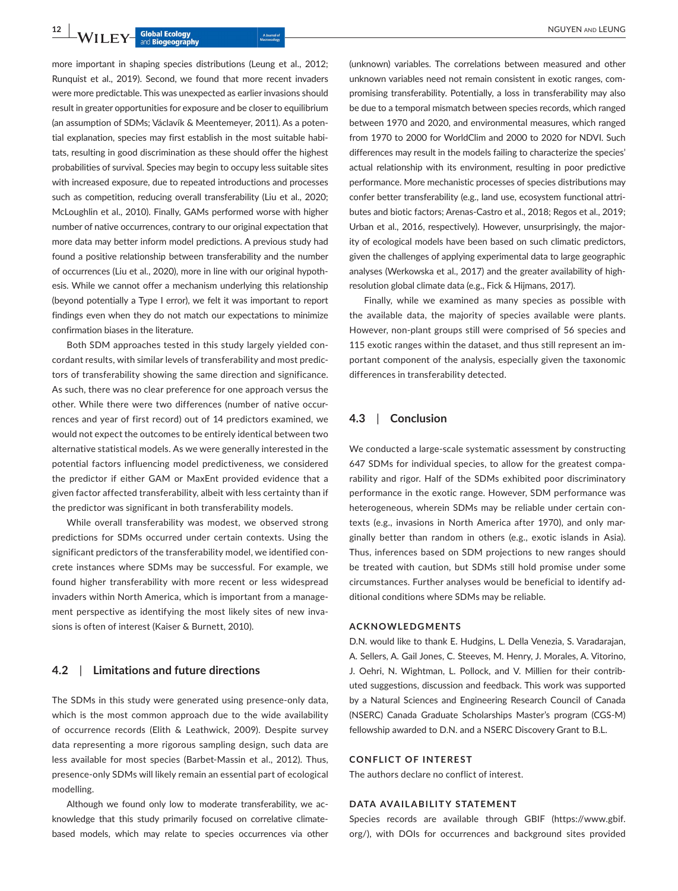more important in shaping species distributions (Leung et al., 2012; Runquist et al., 2019). Second, we found that more recent invaders were more predictable. This was unexpected as earlier invasions should result in greater opportunities for exposure and be closer to equilibrium (an assumption of SDMs; Václavík & Meentemeyer, 2011). As a potential explanation, species may first establish in the most suitable habitats, resulting in good discrimination as these should offer the highest probabilities of survival. Species may begin to occupy less suitable sites with increased exposure, due to repeated introductions and processes such as competition, reducing overall transferability (Liu et al., 2020; McLoughlin et al., 2010). Finally, GAMs performed worse with higher number of native occurrences, contrary to our original expectation that more data may better inform model predictions. A previous study had found a positive relationship between transferability and the number of occurrences (Liu et al., 2020), more in line with our original hypothesis. While we cannot offer a mechanism underlying this relationship (beyond potentially a Type I error), we felt it was important to report findings even when they do not match our expectations to minimize confirmation biases in the literature.

Both SDM approaches tested in this study largely yielded concordant results, with similar levels of transferability and most predictors of transferability showing the same direction and significance. As such, there was no clear preference for one approach versus the other. While there were two differences (number of native occurrences and year of first record) out of 14 predictors examined, we would not expect the outcomes to be entirely identical between two alternative statistical models. As we were generally interested in the potential factors influencing model predictiveness, we considered the predictor if either GAM or MaxEnt provided evidence that a given factor affected transferability, albeit with less certainty than if the predictor was significant in both transferability models.

While overall transferability was modest, we observed strong predictions for SDMs occurred under certain contexts. Using the significant predictors of the transferability model, we identified concrete instances where SDMs may be successful. For example, we found higher transferability with more recent or less widespread invaders within North America, which is important from a management perspective as identifying the most likely sites of new invasions is often of interest (Kaiser & Burnett, 2010).

## 4.2 | Limitations and future directions

The SDMs in this study were generated using presence-only data, which is the most common approach due to the wide availability of occurrence records (Elith & Leathwick, 2009). Despite survey data representing a more rigorous sampling design, such data are less available for most species (Barbet-Massin et al., 2012). Thus, presence-only SDMs will likely remain an essential part of ecological modelling.

Although we found only low to moderate transferability, we acknowledge that this study primarily focused on correlative climate-based models, which may relate to species occurrences via other (unknown) variables. The correlations between measured and other unknown variables need not remain consistent in exotic ranges, compromising transferability. Potentially, a loss in transferability may also be due to a temporal mismatch between species records, which ranged between 1970 and 2020, and environmental measures, which ranged from 1970 to 2000 for WorldClim and 2000 to 2020 for NDVI. Such differences may result in the models failing to characterize the species' actual relationship with its environment, resulting in poor predictive performance. More mechanistic processes of species distributions may confer better transferability (e.g., land use, ecosystem functional attributes and biotic factors; Arenas-Castro et al., 2018; Regos et al., 2019; Urban et al., 2016, respectively). However, unsurprisingly, the majority of ecological models have been based on such climatic predictors, given the challenges of applying experimental data to large geographic analyses (Werkowska et al., 2017) and the greater availability of high-resolution global climate data (e.g., Fick & Hijmans, 2017).

Finally, while we examined as many species as possible with the available data, the majority of species available were plants. However, non-plant groups still were comprised of 56 species and 115 exotic ranges within the dataset, and thus still represent an important component of the analysis, especially given the taxonomic differences in transferability detected.

## 4.3 | Conclusion

We conducted a large-scale systematic assessment by constructing 647 SDMs for individual species, to allow for the greatest comparability and rigor. Half of the SDMs exhibited poor discriminatory performance in the exotic range. However, SDM performance was heterogeneous, wherein SDMs may be reliable under certain contexts (e.g., invasions in North America after 1970), and only marginally better than random in others (e.g., exotic islands in Asia). Thus, inferences based on SDM projections to new ranges should be treated with caution, but SDMs still hold promise under some circumstances. Further analyses would be beneficial to identify additional conditions where SDMs may be reliable.

## ACKNOWLEDGMENTS

D.N. would like to thank E. Hudgins, L. Della Venezia, S. Varadarajan, A. Sellers, A. Gail Jones, C. Steeves, M. Henry, J. Morales, A. Vitorino, J. Oehri, N. Wightman, L. Pollock, and V. Millien for their contributed suggestions, discussion and feedback. This work was supported by a Natural Sciences and Engineering Research Council of Canada (NSERC) Canada Graduate Scholarships Master's program (CGS-M) fellowship awarded to D.N. and a NSERC Discovery Grant to B.L.

## CONFLICT OF INTEREST

The authors declare no conflict of interest.

## DATA AVAILABILITY STATEMENT

Species records are available through GBIF (https://www.gbif.org/), with DOIs for occurrences and background sites provided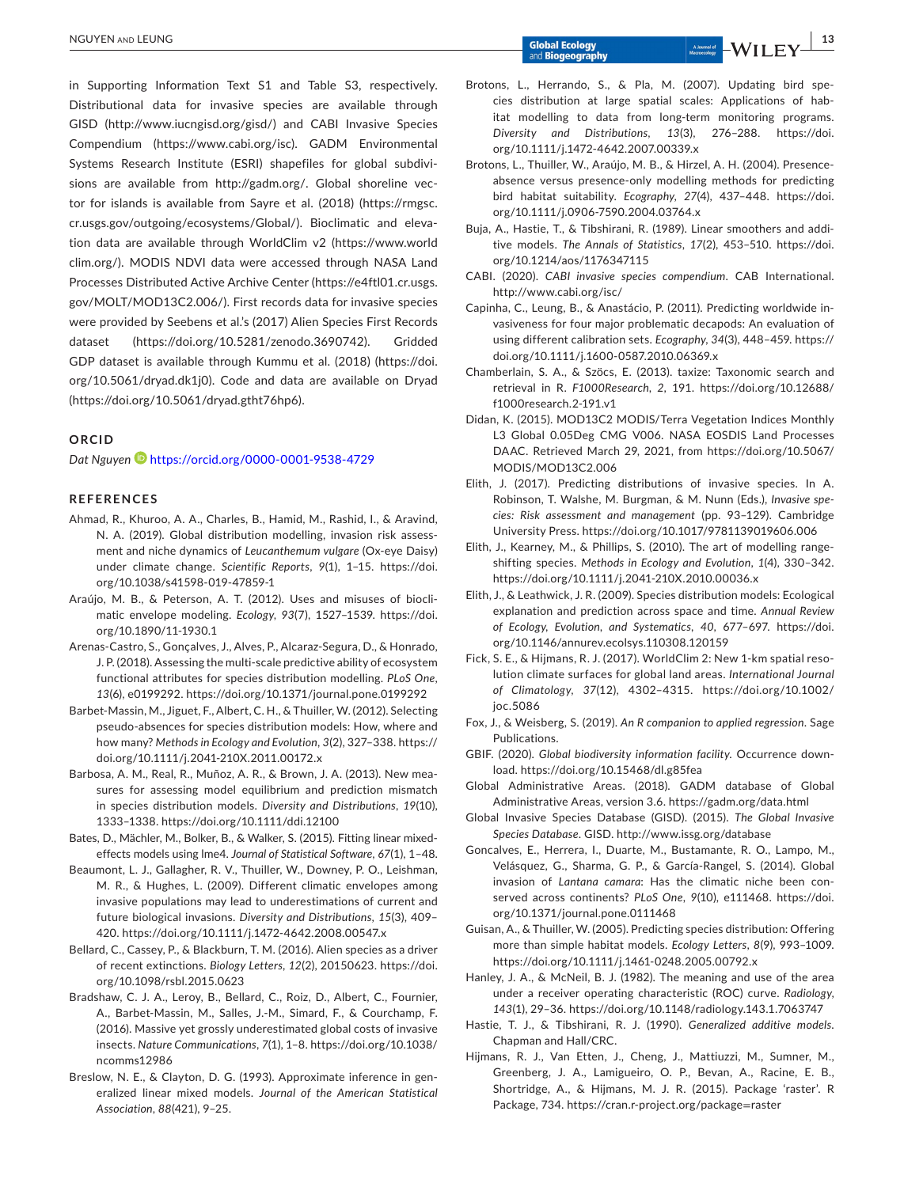in Supporting Information Text S1 and Table S3, respectively. Distributional data for invasive species are available through GISD (http://www.iucngisd.org/gisd/) and CABI Invasive Species Compendium (https://www.cabi.org/isc). GADM Environmental Systems Research Institute (ESRI) shapefiles for global subdivisions are available from http://gadm.org/. Global shoreline vector for islands is available from Sayre et al. (2018) (https://rmgsc.cr.usgs.gov/outgoing/ecosystems/Global/). Bioclimatic and elevation data are available through WorldClim v2 (https://www.worldclim.org/). MODIS NDVI data were accessed through NASA Land Processes Distributed Active Archive Center (https://e4ftl01.cr.usgs.gov/MOLT/MOD13C2.006/). First records data for invasive species were provided by Seebens et al.'s (2017) Alien Species First Records dataset (https://doi.org/10.5281/zenodo.3690742). Gridded GDP dataset is available through Kummu et al. (2018) (https://doi.org/10.5061/dryad.dk1j0). Code and data are available on Dryad (https://doi.org/10.5061/dryad.gtht76hp6).

## ORCID

*Dat Nguyen* https://orcid.org/0000-0001-9538-4729

## REFERENCES

Ahmad, R., Khuroo, A. A., Charles, B., Hamid, M., Rashid, I., & Aravind, N. A. (2019). Global distribution modelling, invasion risk assessment and niche dynamics of *Leucanthemum vulgare* (Ox-eye Daisy) under climate change. *Scientific Reports*, *9*(1), 1–15. https://doi.org/10.1038/s41598-019-47859-1

Araújo, M. B., & Peterson, A. T. (2012). Uses and misuses of bioclimatic envelope modeling. *Ecology*, *93*(7), 1527–1539. https://doi.org/10.1890/11-1930.1

Arenas-Castro, S., Gonçalves, J., Alves, P., Alcaraz-Segura, D., & Honrado, J. P. (2018). Assessing the multi-scale predictive ability of ecosystem functional attributes for species distribution modelling. *PLoS One*, *13*(6), e0199292. https://doi.org/10.1371/journal.pone.0199292

Barbet-Massin, M., Jiguet, F., Albert, C. H., & Thuiller, W. (2012). Selecting pseudo-absences for species distribution models: How, where and how many? *Methods in Ecology and Evolution*, *3*(2), 327–338. https://doi.org/10.1111/j.2041-210X.2011.00172.x

Barbosa, A. M., Real, R., Muñoz, A. R., & Brown, J. A. (2013). New measures for assessing model equilibrium and prediction mismatch in species distribution models. *Diversity and Distributions*, *19*(10), 1333–1338. https://doi.org/10.1111/ddi.12100

Bates, D., Mächler, M., Bolker, B., & Walker, S. (2015). Fitting linear mixed-effects models using lme4. *Journal of Statistical Software*, *67*(1), 1–48.

Beaumont, L. J., Gallagher, R. V., Thuiller, W., Downey, P. O., Leishman, M. R., & Hughes, L. (2009). Different climatic envelopes among invasive populations may lead to underestimations of current and future biological invasions. *Diversity and Distributions*, *15*(3), 409–420. https://doi.org/10.1111/j.1472-4642.2008.00547.x

Bellard, C., Cassey, P., & Blackburn, T. M. (2016). Alien species as a driver of recent extinctions. *Biology Letters*, *12*(2), 20150623. https://doi.org/10.1098/rsbl.2015.0623

Bradshaw, C. J. A., Leroy, B., Bellard, C., Roiz, D., Albert, C., Fournier, A., Barbet-Massin, M., Salles, J.-M., Simard, F., & Courchamp, F. (2016). Massive yet grossly underestimated global costs of invasive insects. *Nature Communications*, *7*(1), 1–8. https://doi.org/10.1038/ncomms12986

Breslow, N. E., & Clayton, D. G. (1993). Approximate inference in generalized linear mixed models. *Journal of the American Statistical Association*, *88*(421), 9–25.

Brotons, L., Herrando, S., & Pla, M. (2007). Updating bird species distribution at large spatial scales: Applications of habitat modelling to data from long-term monitoring programs. *Diversity and Distributions*, *13*(3), 276–288. https://doi.org/10.1111/j.1472-4642.2007.00339.x

Brotons, L., Thuiller, W., Araújo, M. B., & Hirzel, A. H. (2004). Presence-absence versus presence-only modelling methods for predicting bird habitat suitability. *Ecography*, *27*(4), 437–448. https://doi.org/10.1111/j.0906-7590.2004.03764.x

Buja, A., Hastie, T., & Tibshirani, R. (1989). Linear smoothers and additive models. *The Annals of Statistics*, *17*(2), 453–510. https://doi.org/10.1214/aos/1176347115

CABI. (2020). *CABI invasive species compendium*. CAB International. http://www.cabi.org/isc/

Capinha, C., Leung, B., & Anastácio, P. (2011). Predicting worldwide invasiveness for four major problematic decapods: An evaluation of using different calibration sets. *Ecography*, *34*(3), 448–459. https://doi.org/10.1111/j.1600-0587.2010.06369.x

Chamberlain, S. A., & Szöcs, E. (2013). taxize: Taxonomic search and retrieval in R. *F1000Research*, *2*, 191. https://doi.org/10.12688/f1000research.2-191.v1

Didan, K. (2015). MOD13C2 MODIS/Terra Vegetation Indices Monthly L3 Global 0.05Deg CMG V006. NASA EOSDIS Land Processes DAAC. Retrieved March 29, 2021, from https://doi.org/10.5067/MODIS/MOD13C2.006

Elith, J. (2017). Predicting distributions of invasive species. In A. Robinson, T. Walshe, M. Burgman, & M. Nunn (Eds.), *Invasive species: Risk assessment and management* (pp. 93–129). Cambridge University Press. https://doi.org/10.1017/9781139019606.006

Elith, J., Kearney, M., & Phillips, S. (2010). The art of modelling range-shifting species. *Methods in Ecology and Evolution*, *1*(4), 330–342. https://doi.org/10.1111/j.2041-210X.2010.00036.x

Elith, J., & Leathwick, J. R. (2009). Species distribution models: Ecological explanation and prediction across space and time. *Annual Review of Ecology, Evolution, and Systematics*, *40*, 677–697. https://doi.org/10.1146/annurev.ecolsys.110308.120159

Fick, S. E., & Hijmans, R. J. (2017). WorldClim 2: New 1-km spatial resolution climate surfaces for global land areas. *International Journal of Climatology*, *37*(12), 4302–4315. https://doi.org/10.1002/joc.5086

Fox, J., & Weisberg, S. (2019). *An R companion to applied regression*. Sage Publications.

GBIF. (2020). *Global biodiversity information facility*. Occurrence download. https://doi.org/10.15468/dl.g85fea

Global Administrative Areas. (2018). GADM database of Global Administrative Areas, version 3.6. https://gadm.org/data.html

Global Invasive Species Database (GISD). (2015). *The Global Invasive Species Database*. GISD. http://www.issg.org/database

Goncalves, E., Herrera, I., Duarte, M., Bustamante, R. O., Lampo, M., Velásquez, G., Sharma, G. P., & García-Rangel, S. (2014). Global invasion of *Lantana camara*: Has the climatic niche been conserved across continents? *PLoS One*, *9*(10), e111468. https://doi.org/10.1371/journal.pone.0111468

Guisan, A., & Thuiller, W. (2005). Predicting species distribution: Offering more than simple habitat models. *Ecology Letters*, *8*(9), 993–1009. https://doi.org/10.1111/j.1461-0248.2005.00792.x

Hanley, J. A., & McNeil, B. J. (1982). The meaning and use of the area under a receiver operating characteristic (ROC) curve. *Radiology*, *143*(1), 29–36. https://doi.org/10.1148/radiology.143.1.7063747

Hastie, T. J., & Tibshirani, R. J. (1990). *Generalized additive models*. Chapman and Hall/CRC.

Hijmans, R. J., Van Etten, J., Cheng, J., Mattiuzzi, M., Sumner, M., Greenberg, J. A., Lamigueiro, O. P., Bevan, A., Racine, E. B., Shortridge, A., & Hijmans, M. J. R. (2015). Package 'raster'. R Package, 734. https://cran.r-project.org/package=raster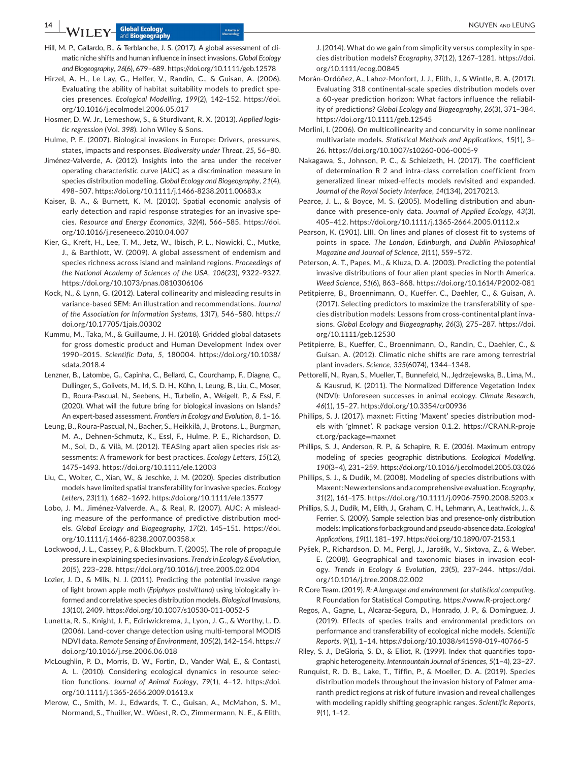Hill, M. P., Gallardo, B., & Terblanche, J. S. (2017). A global assessment of climatic niche shifts and human influence in insect invasions. *Global Ecology and Biogeography*, *26*(6), 679–689. https://doi.org/10.1111/geb.12578

Hirzel, A. H., Le Lay, G., Helfer, V., Randin, C., & Guisan, A. (2006). Evaluating the ability of habitat suitability models to predict species presences. *Ecological Modelling*, *199*(2), 142–152. https://doi.org/10.1016/j.ecolmodel.2006.05.017

Hosmer, D. W. Jr., Lemeshow, S., & Sturdivant, R. X. (2013). *Applied logistic regression* (Vol. *398*). John Wiley & Sons.

Hulme, P. E. (2007). Biological invasions in Europe: Drivers, pressures, states, impacts and responses. *Biodiversity under Threat*, *25*, 56–80.

Jiménez-Valverde, A. (2012). Insights into the area under the receiver operating characteristic curve (AUC) as a discrimination measure in species distribution modelling. *Global Ecology and Biogeography*, *21*(4), 498–507. https://doi.org/10.1111/j.1466-8238.2011.00683.x

Kaiser, B. A., & Burnett, K. M. (2010). Spatial economic analysis of early detection and rapid response strategies for an invasive species. *Resource and Energy Economics*, *32*(4), 566–585. https://doi.org/10.1016/j.reseneeco.2010.04.007

Kier, G., Kreft, H., Lee, T. M., Jetz, W., Ibisch, P. L., Nowicki, C., Mutke, J., & Barthlott, W. (2009). A global assessment of endemism and species richness across island and mainland regions. *Proceedings of the National Academy of Sciences of the USA*, *106*(23), 9322–9327. https://doi.org/10.1073/pnas.0810306106

Kock, N., & Lynn, G. (2012). Lateral collinearity and misleading results in variance-based SEM: An illustration and recommendations. *Journal of the Association for Information Systems*, *13*(7), 546–580. https://doi.org/10.17705/1jais.00302

Kummu, M., Taka, M., & Guillaume, J. H. (2018). Gridded global datasets for gross domestic product and Human Development Index over 1990–2015. *Scientific Data*, *5*, 180004. https://doi.org/10.1038/sdata.2018.4

Lenzner, B., Latombe, G., Capinha, C., Bellard, C., Courchamp, F., Diagne, C., Dullinger, S., Golivets, M., Irl, S. D. H., Kühn, I., Leung, B., Liu, C., Moser, D., Roura-Pascual, N., Seebens, H., Turbelin, A., Weigelt, P., & Essl, F. (2020). What will the future bring for biological invasions on Islands? An expert-based assessment. *Frontiers in Ecology and Evolution*, *8*, 1–16.

Leung, B., Roura-Pascual, N., Bacher, S., Heikkilä, J., Brotons, L., Burgman, M. A., Dehnen-Schmutz, K., Essl, F., Hulme, P. E., Richardson, D. M., Sol, D., & Vilà, M. (2012). TEASIng apart alien species risk assessments: A framework for best practices. *Ecology Letters*, *15*(12), 1475–1493. https://doi.org/10.1111/ele.12003

Liu, C., Wolter, C., Xian, W., & Jeschke, J. M. (2020). Species distribution models have limited spatial transferability for invasive species. *Ecology Letters*, *23*(11), 1682–1692. https://doi.org/10.1111/ele.13577

Lobo, J. M., Jiménez-Valverde, A., & Real, R. (2007). AUC: A misleading measure of the performance of predictive distribution models. *Global Ecology and Biogeography*, *17*(2), 145–151. https://doi.org/10.1111/j.1466-8238.2007.00358.x

Lockwood, J. L., Cassey, P., & Blackburn, T. (2005). The role of propagule pressure in explaining species invasions. *Trends in Ecology & Evolution*, *20*(5), 223–228. https://doi.org/10.1016/j.tree.2005.02.004

Lozier, J. D., & Mills, N. J. (2011). Predicting the potential invasive range of light brown apple moth (*Epiphyas postvittana*) using biologically informed and correlative species distribution models. *Biological Invasions*, *13*(10), 2409. https://doi.org/10.1007/s10530-011-0052-5

Lunetta, R. S., Knight, J. F., Ediriwickrema, J., Lyon, J. G., & Worthy, L. D. (2006). Land-cover change detection using multi-temporal MODIS NDVI data. *Remote Sensing of Environment*, *105*(2), 142–154. https://doi.org/10.1016/j.rse.2006.06.018

McLoughlin, P. D., Morris, D. W., Fortin, D., Vander Wal, E., & Contasti, A. L. (2010). Considering ecological dynamics in resource selection functions. *Journal of Animal Ecology*, *79*(1), 4–12. https://doi.org/10.1111/j.1365-2656.2009.01613.x

Merow, C., Smith, M. J., Edwards, T. C., Guisan, A., McMahon, S. M., Normand, S., Thuiller, W., Wüest, R. O., Zimmermann, N. E., & Elith, J. (2014). What do we gain from simplicity versus complexity in species distribution models? *Ecography*, *37*(12), 1267–1281. https://doi.org/10.1111/ecog.00845

Morán-Ordóñez, A., Lahoz-Monfort, J. J., Elith, J., & Wintle, B. A. (2017). Evaluating 318 continental-scale species distribution models over a 60-year prediction horizon: What factors influence the reliability of predictions? *Global Ecology and Biogeography*, *26*(3), 371–384. https://doi.org/10.1111/geb.12545

Morlini, I. (2006). On multicollinearity and concurvity in some nonlinear multivariate models. *Statistical Methods and Applications*, *15*(1), 3–26. https://doi.org/10.1007/s10260-006-0005-9

Nakagawa, S., Johnson, P. C., & Schielzeth, H. (2017). The coefficient of determination R 2 and intra-class correlation coefficient from generalized linear mixed-effects models revisited and expanded. *Journal of the Royal Society Interface*, *14*(134), 20170213.

Pearce, J. L., & Boyce, M. S. (2005). Modelling distribution and abundance with presence-only data. *Journal of Applied Ecology*, *43*(3), 405–412. https://doi.org/10.1111/j.1365-2664.2005.01112.x

Pearson, K. (1901). LIII. On lines and planes of closest fit to systems of points in space. *The London, Edinburgh, and Dublin Philosophical Magazine and Journal of Science*, *2*(11), 559–572.

Peterson, A. T., Papes, M., & Kluza, D. A. (2003). Predicting the potential invasive distributions of four alien plant species in North America. *Weed Science*, *51*(6), 863–868. https://doi.org/10.1614/P2002-081

Petitpierre, B., Broennimann, O., Kueffer, C., Daehler, C., & Guisan, A. (2017). Selecting predictors to maximize the transferability of species distribution models: Lessons from cross-continental plant invasions. *Global Ecology and Biogeography*, *26*(3), 275–287. https://doi.org/10.1111/geb.12530

Petitpierre, B., Kueffer, C., Broennimann, O., Randin, C., Daehler, C., & Guisan, A. (2012). Climatic niche shifts are rare among terrestrial plant invaders. *Science*, *335*(6074), 1344–1348.

Pettorelli, N., Ryan, S., Mueller, T., Bunnefeld, N., Jędrzejewska, B., Lima, M., & Kausrud, K. (2011). The Normalized Difference Vegetation Index (NDVI): Unforeseen successes in animal ecology. *Climate Research*, *46*(1), 15–27. https://doi.org/10.3354/cr00936

Phillips, S. J. (2017). maxnet: Fitting 'Maxent' species distribution models with 'glmnet'. R package version 0.1.2. https://CRAN.R-project.org/package=maxnet

Phillips, S. J., Anderson, R. P., & Schapire, R. E. (2006). Maximum entropy modeling of species geographic distributions. *Ecological Modelling*, *190*(3–4), 231–259. https://doi.org/10.1016/j.ecolmodel.2005.03.026

Phillips, S. J., & Dudík, M. (2008). Modeling of species distributions with Maxent: New extensions and a comprehensive evaluation. *Ecography*, *31*(2), 161–175. https://doi.org/10.1111/j.0906-7590.2008.5203.x

Phillips, S. J., Dudík, M., Elith, J., Graham, C. H., Lehmann, A., Leathwick, J., & Ferrier, S. (2009). Sample selection bias and presence-only distribution models: Implications for background and pseudo-absence data. *Ecological Applications*, *19*(1), 181–197. https://doi.org/10.1890/07-2153.1

Pyšek, P., Richardson, D. M., Pergl, J., Jarošík, V., Sixtova, Z., & Weber, E. (2008). Geographical and taxonomic biases in invasion ecology. *Trends in Ecology & Evolution*, *23*(5), 237–244. https://doi.org/10.1016/j.tree.2008.02.002

R Core Team. (2019). *R: A language and environment for statistical computing*. R Foundation for Statistical Computing. https://www.R-project.org/

Regos, A., Gagne, L., Alcaraz-Segura, D., Honrado, J. P., & Domínguez, J. (2019). Effects of species traits and environmental predictors on performance and transferability of ecological niche models. *Scientific Reports*, *9*(1), 1–14. https://doi.org/10.1038/s41598-019-40766-5

Riley, S. J., DeGloria, S. D., & Elliot, R. (1999). Index that quantifies topographic heterogeneity. *Intermountain Journal of Sciences*, *5*(1–4), 23–27.

Runquist, R. D. B., Lake, T., Tiffin, P., & Moeller, D. A. (2019). Species distribution models throughout the invasion history of Palmer amaranth predict regions at risk of future invasion and reveal challenges with modeling rapidly shifting geographic ranges. *Scientific Reports*, *9*(1), 1–12.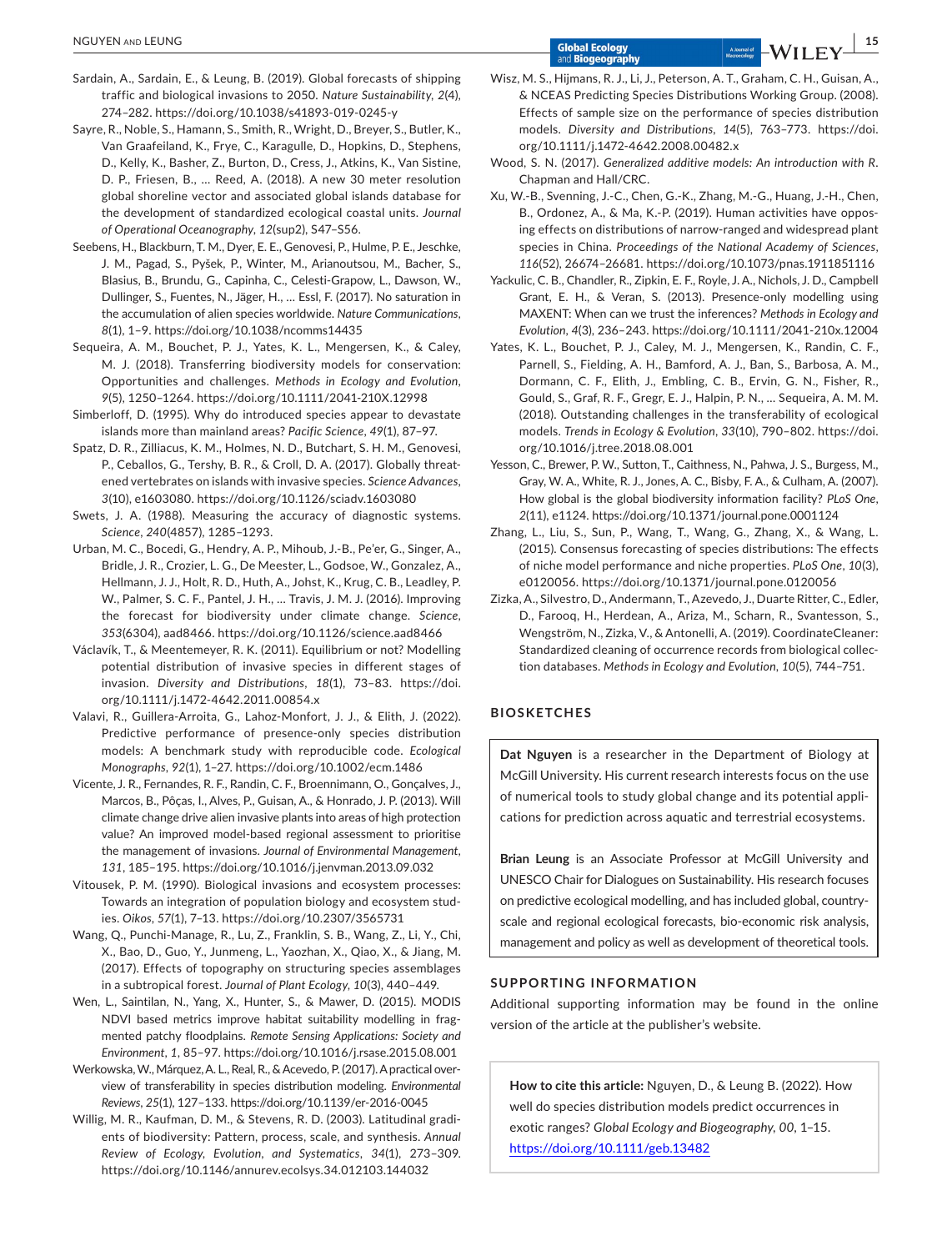Sardain, A., Sardain, E., & Leung, B. (2019). Global forecasts of shipping traffic and biological invasions to 2050. *Nature Sustainability*, *2*(4), 274–282. https://doi.org/10.1038/s41893-019-0245-y

Sayre, R., Noble, S., Hamann, S., Smith, R., Wright, D., Breyer, S., Butler, K., Van Graafeiland, K., Frye, C., Karagulle, D., Hopkins, D., Stephens, D., Kelly, K., Basher, Z., Burton, D., Cress, J., Atkins, K., Van Sistine, D. P., Friesen, B., … Reed, A. (2018). A new 30 meter resolution global shoreline vector and associated global islands database for the development of standardized ecological coastal units. *Journal of Operational Oceanography*, *12*(sup2), S47–S56.

Seebens, H., Blackburn, T. M., Dyer, E. E., Genovesi, P., Hulme, P. E., Jeschke, J. M., Pagad, S., Pyšek, P., Winter, M., Arianoutsou, M., Bacher, S., Blasius, B., Brundu, G., Capinha, C., Celesti-Grapow, L., Dawson, W., Dullinger, S., Fuentes, N., Jäger, H., … Essl, F. (2017). No saturation in the accumulation of alien species worldwide. *Nature Communications*, *8*(1), 1–9. https://doi.org/10.1038/ncomms14435

Sequeira, A. M., Bouchet, P. J., Yates, K. L., Mengersen, K., & Caley, M. J. (2018). Transferring biodiversity models for conservation: Opportunities and challenges. *Methods in Ecology and Evolution*, *9*(5), 1250–1264. https://doi.org/10.1111/2041-210X.12998

Simberloff, D. (1995). Why do introduced species appear to devastate islands more than mainland areas? *Pacific Science*, *49*(1), 87–97.

Spatz, D. R., Zilliacus, K. M., Holmes, N. D., Butchart, S. H. M., Genovesi, P., Ceballos, G., Tershy, B. R., & Croll, D. A. (2017). Globally threatened vertebrates on islands with invasive species. *Science Advances*, *3*(10), e1603080. https://doi.org/10.1126/sciadv.1603080

Swets, J. A. (1988). Measuring the accuracy of diagnostic systems. *Science*, *240*(4857), 1285–1293.

Urban, M. C., Bocedi, G., Hendry, A. P., Mihoub, J.-B., Pe'er, G., Singer, A., Bridle, J. R., Crozier, L. G., De Meester, L., Godsoe, W., Gonzalez, A., Hellmann, J. J., Holt, R. D., Huth, A., Johst, K., Krug, C. B., Leadley, P. W., Palmer, S. C. F., Pantel, J. H., … Travis, J. M. J. (2016). Improving the forecast for biodiversity under climate change. *Science*, *353*(6304), aad8466. https://doi.org/10.1126/science.aad8466

Václavík, T., & Meentemeyer, R. K. (2011). Equilibrium or not? Modelling potential distribution of invasive species in different stages of invasion. *Diversity and Distributions*, *18*(1), 73–83. https://doi.org/10.1111/j.1472-4642.2011.00854.x

Valavi, R., Guillera-Arroita, G., Lahoz-Monfort, J. J., & Elith, J. (2022). Predictive performance of presence-only species distribution models: A benchmark study with reproducible code. *Ecological Monographs*, *92*(1), 1–27. https://doi.org/10.1002/ecm.1486

Vicente, J. R., Fernandes, R. F., Randin, C. F., Broennimann, O., Gonçalves, J., Marcos, B., Pôças, I., Alves, P., Guisan, A., & Honrado, J. P. (2013). Will climate change drive alien invasive plants into areas of high protection value? An improved model-based regional assessment to prioritise the management of invasions. *Journal of Environmental Management*, *131*, 185–195. https://doi.org/10.1016/j.jenvman.2013.09.032

Vitousek, P. M. (1990). Biological invasions and ecosystem processes: Towards an integration of population biology and ecosystem studies. *Oikos*, *57*(1), 7–13. https://doi.org/10.2307/3565731

Wang, Q., Punchi-Manage, R., Lu, Z., Franklin, S. B., Wang, Z., Li, Y., Chi, X., Bao, D., Guo, Y., Junmeng, L., Yaozhan, X., Qiao, X., & Jiang, M. (2017). Effects of topography on structuring species assemblages in a subtropical forest. *Journal of Plant Ecology*, *10*(3), 440–449.

Wen, L., Saintilan, N., Yang, X., Hunter, S., & Mawer, D. (2015). MODIS NDVI based metrics improve habitat suitability modelling in fragmented patchy floodplains. *Remote Sensing Applications: Society and Environment*, *1*, 85–97. https://doi.org/10.1016/j.rsase.2015.08.001

Werkowska, W., Márquez, A. L., Real, R., & Acevedo, P. (2017). A practical overview of transferability in species distribution modeling. *Environmental Reviews*, *25*(1), 127–133. https://doi.org/10.1139/er-2016-0045

Willig, M. R., Kaufman, D. M., & Stevens, R. D. (2003). Latitudinal gradients of biodiversity: Pattern, process, scale, and synthesis. *Annual Review of Ecology, Evolution, and Systematics*, *34*(1), 273–309. https://doi.org/10.1146/annurev.ecolsys.34.012103.144032

Wisz, M. S., Hijmans, R. J., Li, J., Peterson, A. T., Graham, C. H., Guisan, A., & NCEAS Predicting Species Distributions Working Group. (2008). Effects of sample size on the performance of species distribution models. *Diversity and Distributions*, *14*(5), 763–773. https://doi.org/10.1111/j.1472-4642.2008.00482.x

Wood, S. N. (2017). *Generalized additive models: An introduction with R*. Chapman and Hall/CRC.

Xu, W.-B., Svenning, J.-C., Chen, G.-K., Zhang, M.-G., Huang, J.-H., Chen, B., Ordonez, A., & Ma, K.-P. (2019). Human activities have opposing effects on distributions of narrow-ranged and widespread plant species in China. *Proceedings of the National Academy of Sciences*, *116*(52), 26674–26681. https://doi.org/10.1073/pnas.1911851116

Yackulic, C. B., Chandler, R., Zipkin, E. F., Royle, J. A., Nichols, J. D., Campbell Grant, E. H., & Veran, S. (2013). Presence-only modelling using MAXENT: When can we trust the inferences? *Methods in Ecology and Evolution*, *4*(3), 236–243. https://doi.org/10.1111/2041-210x.12004

Yates, K. L., Bouchet, P. J., Caley, M. J., Mengersen, K., Randin, C. F., Parnell, S., Fielding, A. H., Bamford, A. J., Ban, S., Barbosa, A. M., Dormann, C. F., Elith, J., Embling, C. B., Ervin, G. N., Fisher, R., Gould, S., Graf, R. F., Gregr, E. J., Halpin, P. N., … Sequeira, A. M. M. (2018). Outstanding challenges in the transferability of ecological models. *Trends in Ecology & Evolution*, *33*(10), 790–802. https://doi.org/10.1016/j.tree.2018.08.001

Yesson, C., Brewer, P. W., Sutton, T., Caithness, N., Pahwa, J. S., Burgess, M., Gray, W. A., White, R. J., Jones, A. C., Bisby, F. A., & Culham, A. (2007). How global is the global biodiversity information facility? *PLoS One*, *2*(11), e1124. https://doi.org/10.1371/journal.pone.0001124

Zhang, L., Liu, S., Sun, P., Wang, T., Wang, G., Zhang, X., & Wang, L. (2015). Consensus forecasting of species distributions: The effects of niche model performance and niche properties. *PLoS One*, *10*(3), e0120056. https://doi.org/10.1371/journal.pone.0120056

Zizka, A., Silvestro, D., Andermann, T., Azevedo, J., Duarte Ritter, C., Edler, D., Farooq, H., Herdean, A., Ariza, M., Scharn, R., Svantesson, S., Wengström, N., Zizka, V., & Antonelli, A. (2019). CoordinateCleaner: Standardized cleaning of occurrence records from biological collection databases. *Methods in Ecology and Evolution*, *10*(5), 744–751.

## BIOSKETCHES

**Dat Nguyen** is a researcher in the Department of Biology at McGill University. His current research interests focus on the use of numerical tools to study global change and its potential applications for prediction across aquatic and terrestrial ecosystems.

**Brian Leung** is an Associate Professor at McGill University and UNESCO Chair for Dialogues on Sustainability. His research focuses on predictive ecological modelling, and has included global, country-scale and regional ecological forecasts, bio-economic risk analysis, management and policy as well as development of theoretical tools.

## SUPPORTING INFORMATION

Additional supporting information may be found in the online version of the article at the publisher's website.

**How to cite this article:** Nguyen, D., & Leung B. (2022). How well do species distribution models predict occurrences in exotic ranges? *Global Ecology and Biogeography*, *00*, 1–15. https://doi.org/10.1111/geb.13482